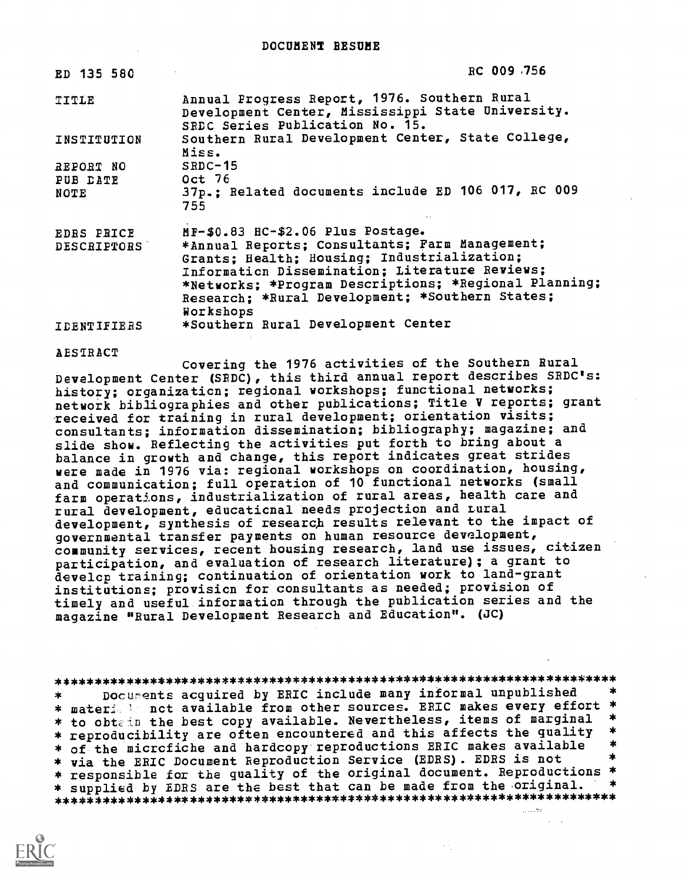# DOCUMENT RESUME

| ED 135 580 | RC 009 756 |
|---|---|
| TITLE | Annual Progress Report, 1976. Southern Rural Development Center, Mississippi State University. SRDC Series Publication No. 15. |
| INSTITUTION | Southern Rural Development Center, State College, Miss. |
| REPORT NO | SRDC-15 |
| PUB DATE | Oct 76 |
| NOTE | 37p.; Related documents include ED 106 017, RC 009 755 |
| EDRS PRICE | MF-$0.83 HC-$2.06 Plus Postage. |
| DESCRIPTORS | *Annual Reports; Consultants; Farm Management; Grants; Health; Housing; Industrialization; Information Dissemination; Literature Reviews; *Networks; *Program Descriptions; *Regional Planning; Research; *Rural Development; *Southern States; Workshops |
| IDENTIFIERS | *Southern Rural Development Center |

ABSTRACT

Covering the 1976 activities of the Southern Rural Development Center (SRDC), this third annual report describes SRDC's: history; organization; regional workshops; functional networks; network bibliographies and other publications; Title V reports; grant received for training in rural development; orientation visits; consultants; information dissemination; bibliography; magazine; and slide show. Reflecting the activities put forth to bring about a balance in growth and change, this report indicates great strides were made in 1976 via: regional workshops on coordination, housing, and communication; full operation of 10 functional networks (small farm operations, industrialization of rural areas, health care and rural development, educational needs projection and rural development, synthesis of research results relevant to the impact of governmental transfer payments on human resource development, community services, recent housing research, land use issues, citizen participation, and evaluation of research literature); a grant to develop training; continuation of orientation work to land-grant institutions; provision for consultants as needed; provision of timely and useful information through the publication series and the magazine "Rural Development Research and Education". (JC)

```
***********************************************************************
*    Documents acquired by ERIC include many informal unpublished     *
* materials not available from other sources. ERIC makes every effort *
* to obtain the best copy available. Nevertheless, items of marginal  *
* reproducibility are often encountered and this affects the quality  *
* of the microfiche and hardcopy reproductions ERIC makes available   *
* via the ERIC Document Reproduction Service (EDRS). EDRS is not      *
* responsible for the quality of the original document. Reproductions *
* supplied by EDRS are the best that can be made from the original.   *
***********************************************************************
```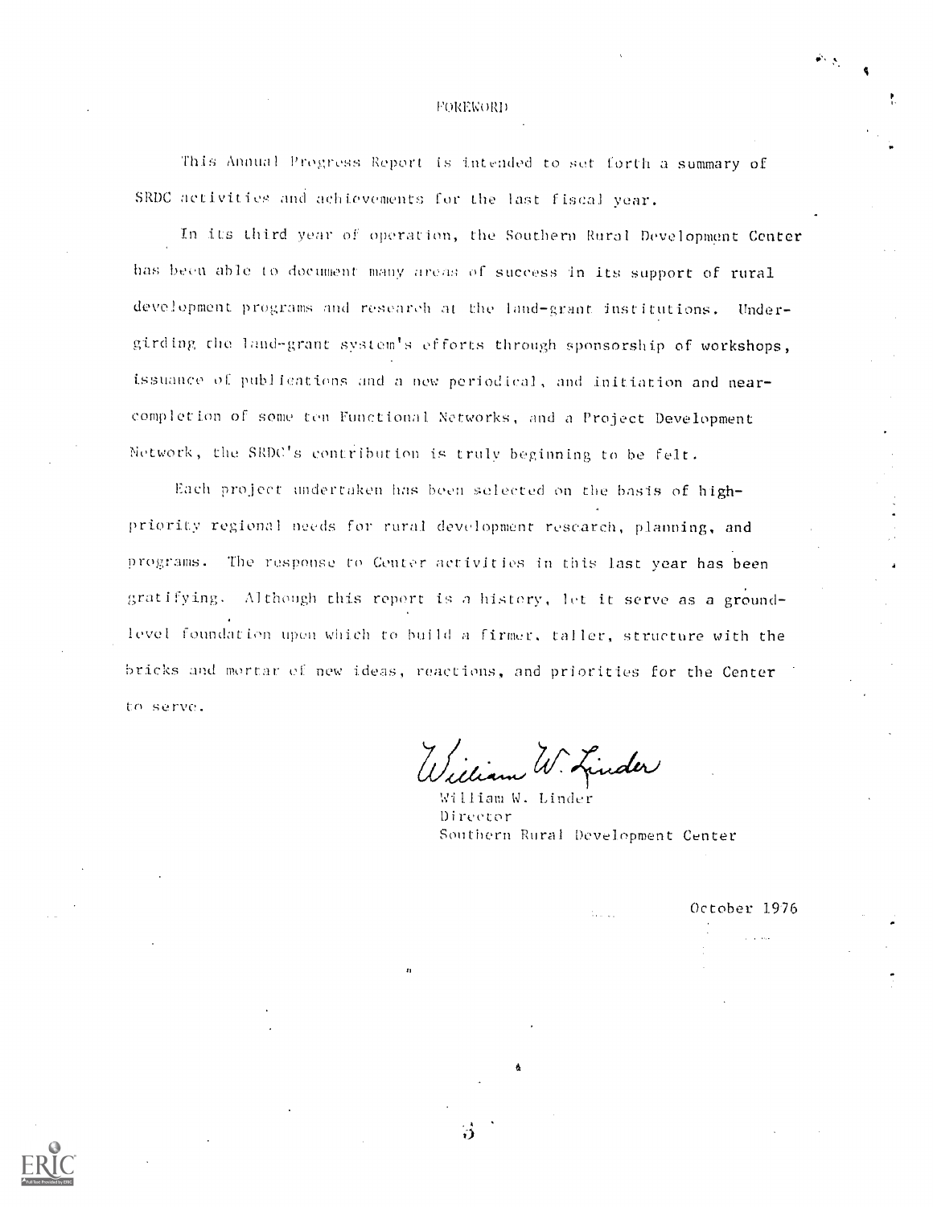# FOREWORD

This Annual Progress Report is intended to set forth a summary of SRDC activities and achievements for the last fiscal year.

In its third year of operation, the Southern Rural Development Center has been able to document many areas of success in its support of rural development programs and research at the land-grant institutions. Undergirding the land-grant system's efforts through sponsorship of workshops, issuance of publications and a new periodical, and initiation and near-completion of some ten Functional Networks, and a Project Development Network, the SRDC's contribution is truly beginning to be felt.

Each project undertaken has been selected on the basis of high-priority regional needs for rural development research, planning, and programs. The response to Center activities in this last year has been gratifying. Although this report is a history, let it serve as a ground-level foundation upon which to build a firmer, taller, structure with the bricks and mortar of new ideas, reactions, and priorities for the Center to serve.

William W. Linder
William W. Linder
Director
Southern Rural Development Center

October 1976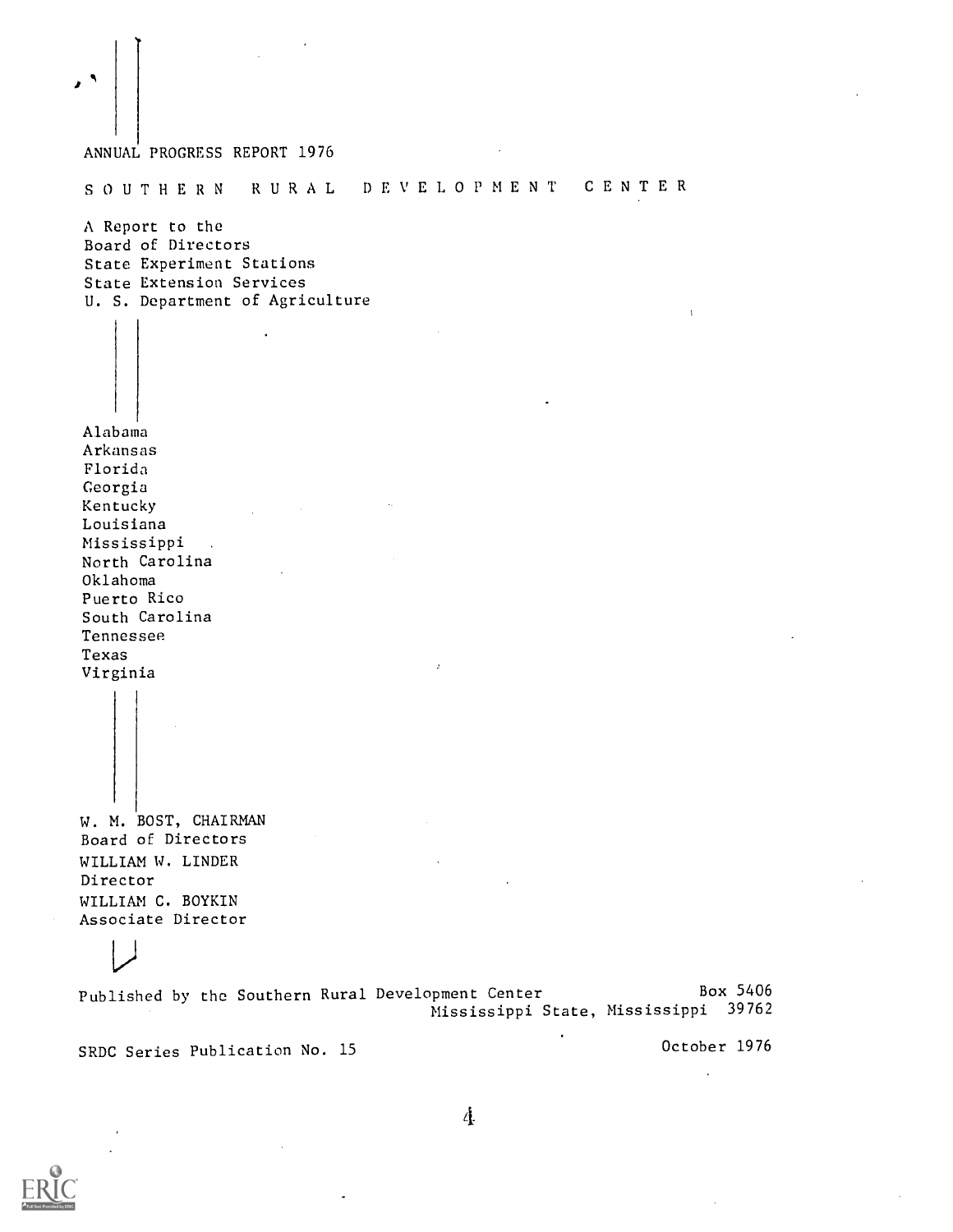ANNUAL PROGRESS REPORT 1976

# SOUTHERN RURAL DEVELOPMENT CENTER

A Report to the
Board of Directors
State Experiment Stations
State Extension Services
U. S. Department of Agriculture

Alabama
Arkansas
Florida
Georgia
Kentucky
Louisiana
Mississippi
North Carolina
Oklahoma
Puerto Rico
South Carolina
Tennessee
Texas
Virginia

W. M. BOST, CHAIRMAN
Board of Directors
WILLIAM W. LINDER
Director
WILLIAM C. BOYKIN
Associate Director

Published by the Southern Rural Development Center
Box 5406
Mississippi State, Mississippi 39762

SRDC Series Publication No. 15

October 1976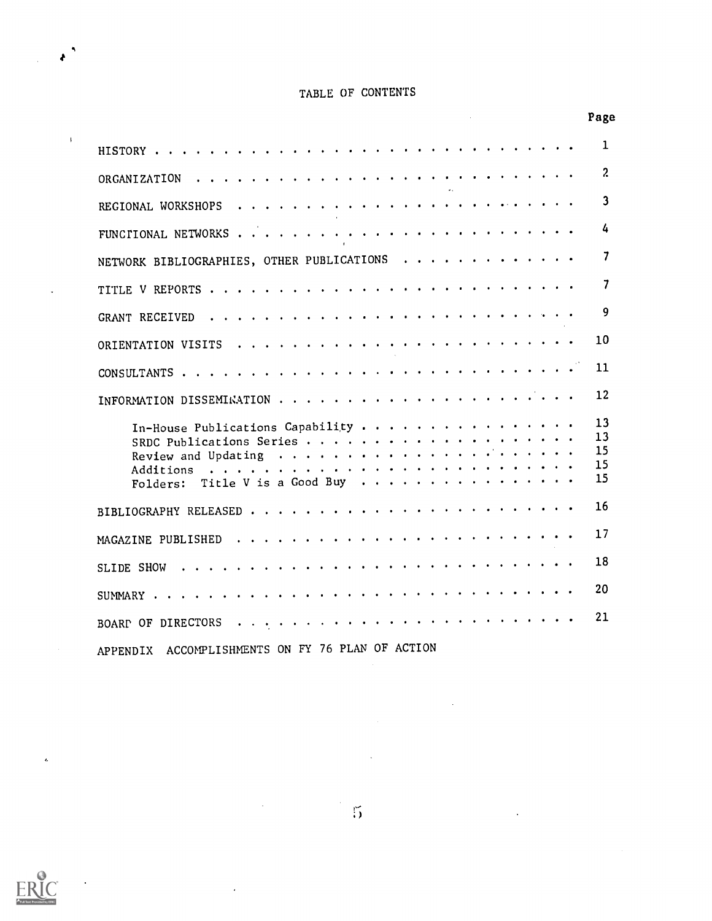# TABLE OF CONTENTS

| | Page |
|---|---|
| HISTORY | 1 |
| ORGANIZATION | 2 |
| REGIONAL WORKSHOPS | 3 |
| FUNCTIONAL NETWORKS | 4 |
| NETWORK BIBLIOGRAPHIES, OTHER PUBLICATIONS | 7 |
| TITLE V REPORTS | 7 |
| GRANT RECEIVED | 9 |
| ORIENTATION VISITS | 10 |
| CONSULTANTS | 11 |
| INFORMATION DISSEMINATION | 12 |
| In-House Publications Capability | 13 |
| SRDC Publications Series | 13 |
| Review and Updating | 15 |
| Additions | 15 |
| Folders: Title V is a Good Buy | 15 |
| BIBLIOGRAPHY RELEASED | 16 |
| MAGAZINE PUBLISHED | 17 |
| SLIDE SHOW | 18 |
| SUMMARY | 20 |
| BOARD OF DIRECTORS | 21 |

APPENDIX ACCOMPLISHMENTS ON FY 76 PLAN OF ACTION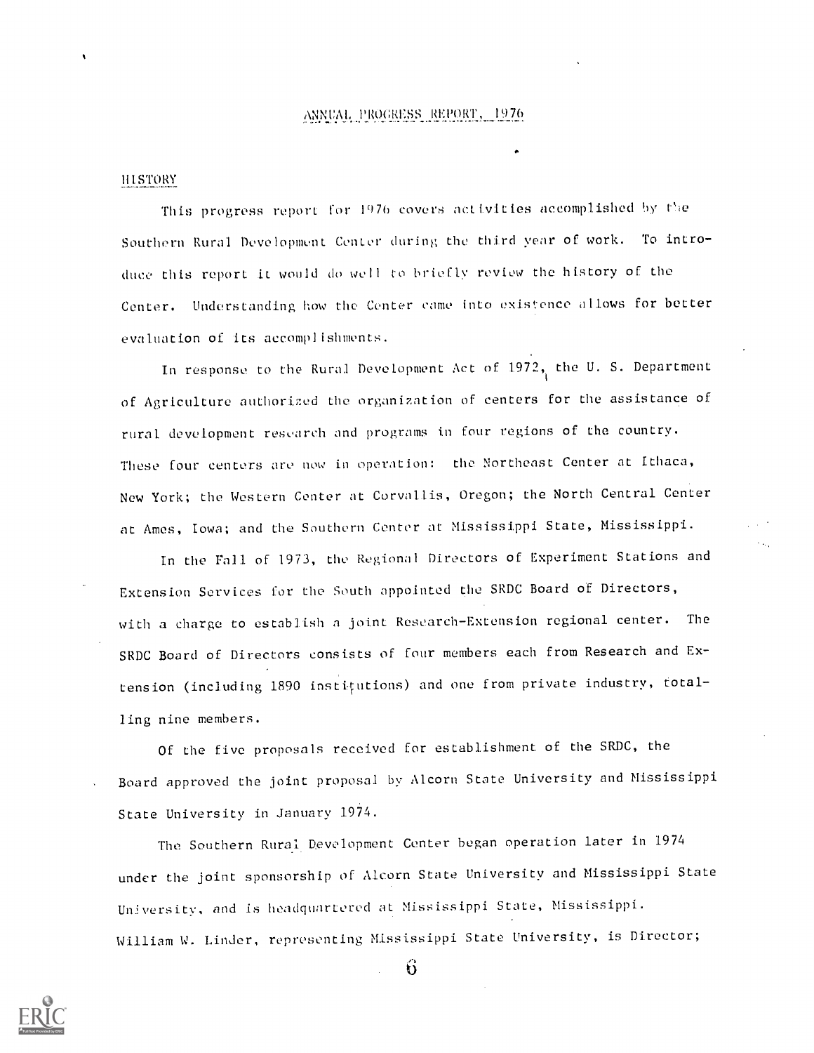# ANNUAL PROGRESS REPORT, 1976

## HISTORY

This progress report for 1976 covers activities accomplished by the Southern Rural Development Center during the third year of work. To introduce this report it would do well to briefly review the history of the Center. Understanding how the Center came into existence allows for better evaluation of its accomplishments.

In response to the Rural Development Act of 1972, the U. S. Department of Agriculture authorized the organization of centers for the assistance of rural development research and programs in four regions of the country. These four centers are now in operation: the Northeast Center at Ithaca, New York; the Western Center at Corvallis, Oregon; the North Central Center at Ames, Iowa; and the Southern Center at Mississippi State, Mississippi.

In the Fall of 1973, the Regional Directors of Experiment Stations and Extension Services for the South appointed the SRDC Board of Directors, with a charge to establish a joint Research-Extension regional center. The SRDC Board of Directors consists of four members each from Research and Extension (including 1890 institutions) and one from private industry, totalling nine members.

Of the five proposals received for establishment of the SRDC, the Board approved the joint proposal by Alcorn State University and Mississippi State University in January 1974.

The Southern Rural Development Center began operation later in 1974 under the joint sponsorship of Alcorn State University and Mississippi State University, and is headquartered at Mississippi State, Mississippi. William W. Linder, representing Mississippi State University, is Director;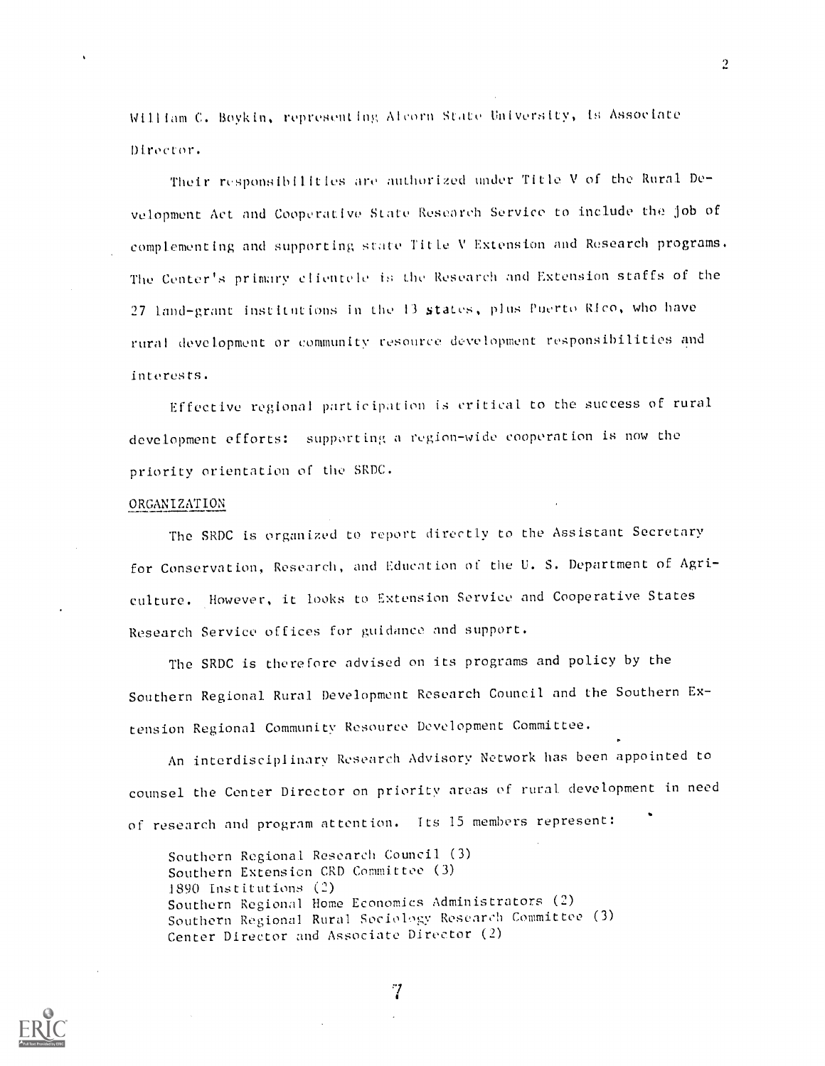William C. Boykin, representing Alcorn State University, is Associate Director.

Their responsibilities are authorized under Title V of the Rural Development Act and Cooperative State Research Service to include the job of complementing and supporting state Title V Extension and Research programs. The Center's primary clientele is the Research and Extension staffs of the 27 land-grant institutions in the 13 states, plus Puerto Rico, who have rural development or community resource development responsibilities and interests.

Effective regional participation is critical to the success of rural development efforts: supporting a region-wide cooperation is now the priority orientation of the SRDC.

## ORGANIZATION

The SRDC is organized to report directly to the Assistant Secretary for Conservation, Research, and Education of the U. S. Department of Agriculture. However, it looks to Extension Service and Cooperative States Research Service offices for guidance and support.

The SRDC is therefore advised on its programs and policy by the Southern Regional Rural Development Research Council and the Southern Extension Regional Community Resource Development Committee.

An interdisciplinary Research Advisory Network has been appointed to counsel the Center Director on priority areas of rural development in need of research and program attention. Its 15 members represent:

Southern Regional Research Council (3)
Southern Extension CRD Committee (3)
1890 Institutions (2)
Southern Regional Home Economics Administrators (2)
Southern Regional Rural Sociology Research Committee (3)
Center Director and Associate Director (2)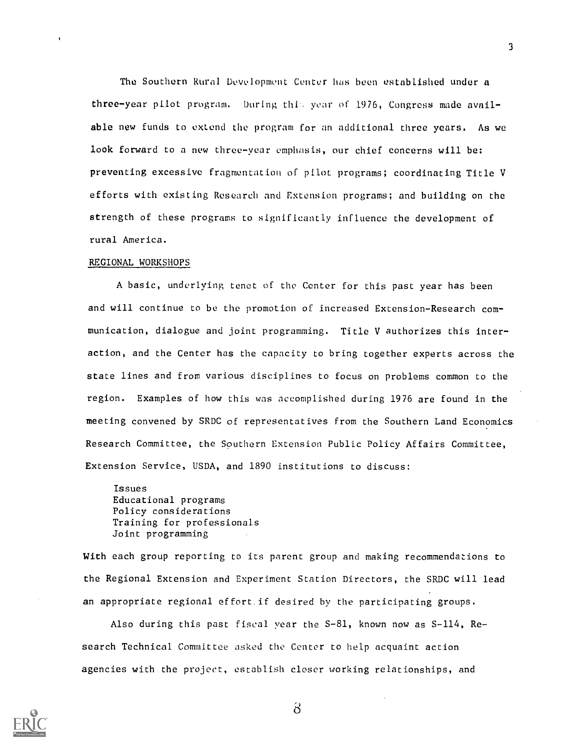The Southern Rural Development Center has been established under a three-year pilot program. During this year of 1976, Congress made available new funds to extend the program for an additional three years. As we look forward to a new three-year emphasis, our chief concerns will be: preventing excessive fragmentation of pilot programs; coordinating Title V efforts with existing Research and Extension programs; and building on the strength of these programs to significantly influence the development of rural America.

## REGIONAL WORKSHOPS

A basic, underlying tenet of the Center for this past year has been and will continue to be the promotion of increased Extension-Research communication, dialogue and joint programming. Title V authorizes this interaction, and the Center has the capacity to bring together experts across the state lines and from various disciplines to focus on problems common to the region. Examples of how this was accomplished during 1976 are found in the meeting convened by SRDC of representatives from the Southern Land Economics Research Committee, the Southern Extension Public Policy Affairs Committee, Extension Service, USDA, and 1890 institutions to discuss:

Issues
Educational programs
Policy considerations
Training for professionals
Joint programming

With each group reporting to its parent group and making recommendations to the Regional Extension and Experiment Station Directors, the SRDC will lead an appropriate regional effort if desired by the participating groups.

Also during this past fiscal year the S-81, known now as S-114, Research Technical Committee asked the Center to help acquaint action agencies with the project, establish closer working relationships, and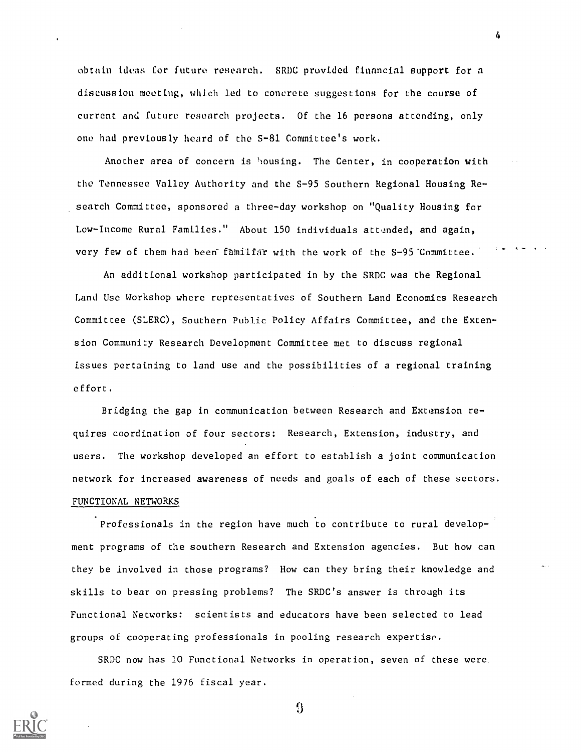obtain ideas for future research. SRDC provided financial support for a discussion meeting, which led to concrete suggestions for the course of current and future research projects. Of the 16 persons attending, only one had previously heard of the S-81 Committee's work.

Another area of concern is housing. The Center, in cooperation with the Tennessee Valley Authority and the S-95 Southern Regional Housing Research Committee, sponsored a three-day workshop on "Quality Housing for Low-Income Rural Families." About 150 individuals attended, and again, very few of them had been familiar with the work of the S-95 Committee.

An additional workshop participated in by the SRDC was the Regional Land Use Workshop where representatives of Southern Land Economics Research Committee (SLERC), Southern Public Policy Affairs Committee, and the Extension Community Research Development Committee met to discuss regional issues pertaining to land use and the possibilities of a regional training effort.

Bridging the gap in communication between Research and Extension requires coordination of four sectors: Research, Extension, industry, and users. The workshop developed an effort to establish a joint communication network for increased awareness of needs and goals of each of these sectors.

## FUNCTIONAL NETWORKS

Professionals in the region have much to contribute to rural development programs of the southern Research and Extension agencies. But how can they be involved in those programs? How can they bring their knowledge and skills to bear on pressing problems? The SRDC's answer is through its Functional Networks: scientists and educators have been selected to lead groups of cooperating professionals in pooling research expertise.

SRDC now has 10 Functional Networks in operation, seven of these were formed during the 1976 fiscal year.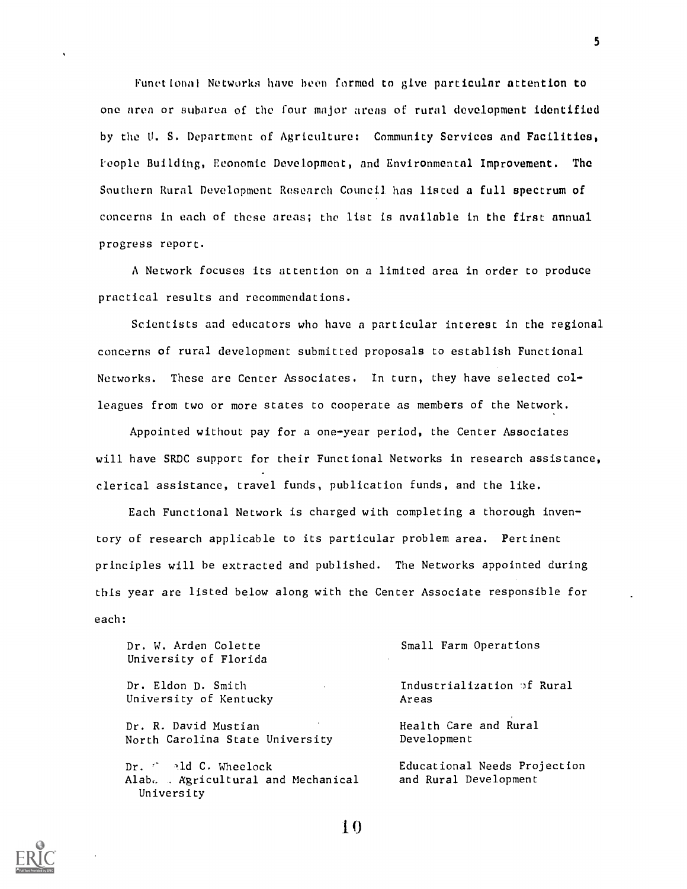Functional Networks have been formed to give particular attention to one area or subarea of the four major areas of rural development identified by the U. S. Department of Agriculture: Community Services and Facilities, People Building, Economic Development, and Environmental Improvement. The Southern Rural Development Research Council has listed a full spectrum of concerns in each of these areas; the list is available in the first annual progress report.

A Network focuses its attention on a limited area in order to produce practical results and recommendations.

Scientists and educators who have a particular interest in the regional concerns of rural development submitted proposals to establish Functional Networks. These are Center Associates. In turn, they have selected colleagues from two or more states to cooperate as members of the Network.

Appointed without pay for a one-year period, the Center Associates will have SRDC support for their Functional Networks in research assistance, clerical assistance, travel funds, publication funds, and the like.

Each Functional Network is charged with completing a thorough inventory of research applicable to its particular problem area. Pertinent principles will be extracted and published. The Networks appointed during this year are listed below along with the Center Associate responsible for each:

| | |
|---|---|
| Dr. W. Arden Colette<br>University of Florida | Small Farm Operations |
| Dr. Eldon D. Smith<br>University of Kentucky | Industrialization of Rural Areas |
| Dr. R. David Mustian<br>North Carolina State University | Health Care and Rural Development |
| Dr. ald C. Wheelock<br>Alab. . Agricultural and Mechanical University | Educational Needs Projection and Rural Development |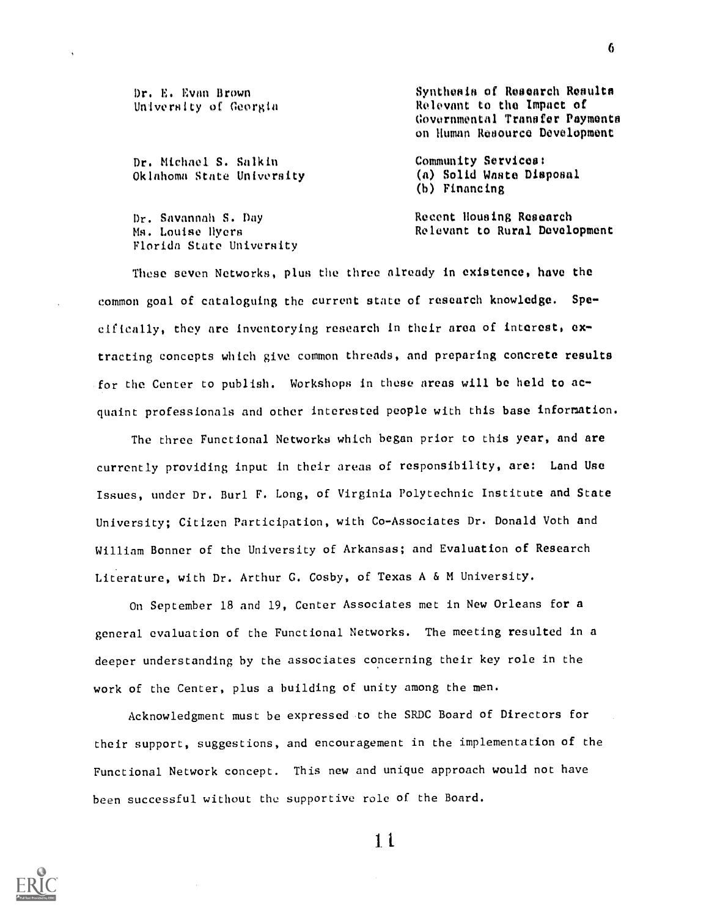| | |
|---|---|
| Dr. E. Evan Brown<br>University of Georgia | Synthesis of Research Results Relevant to the Impact of Governmental Transfer Payments on Human Resource Development |
| Dr. Michael S. Salkin<br>Oklahoma State University | Community Services:<br>(a) Solid Waste Disposal<br>(b) Financing |
| Dr. Savannah S. Day<br>Ms. Louise Hyers<br>Florida State University | Recent Housing Research Relevant to Rural Development |

These seven Networks, plus the three already in existence, have the common goal of cataloguing the current state of research knowledge. Specifically, they are inventorying research in their area of interest, extracting concepts which give common threads, and preparing concrete results for the Center to publish. Workshops in these areas will be held to acquaint professionals and other interested people with this base information.

The three Functional Networks which began prior to this year, and are currently providing input in their areas of responsibility, are: Land Use Issues, under Dr. Burl F. Long, of Virginia Polytechnic Institute and State University; Citizen Participation, with Co-Associates Dr. Donald Voth and William Bonner of the University of Arkansas; and Evaluation of Research Literature, with Dr. Arthur G. Cosby, of Texas A & M University.

On September 18 and 19, Center Associates met in New Orleans for a general evaluation of the Functional Networks. The meeting resulted in a deeper understanding by the associates concerning their key role in the work of the Center, plus a building of unity among the men.

Acknowledgment must be expressed to the SRDC Board of Directors for their support, suggestions, and encouragement in the implementation of the Functional Network concept. This new and unique approach would not have been successful without the supportive role of the Board.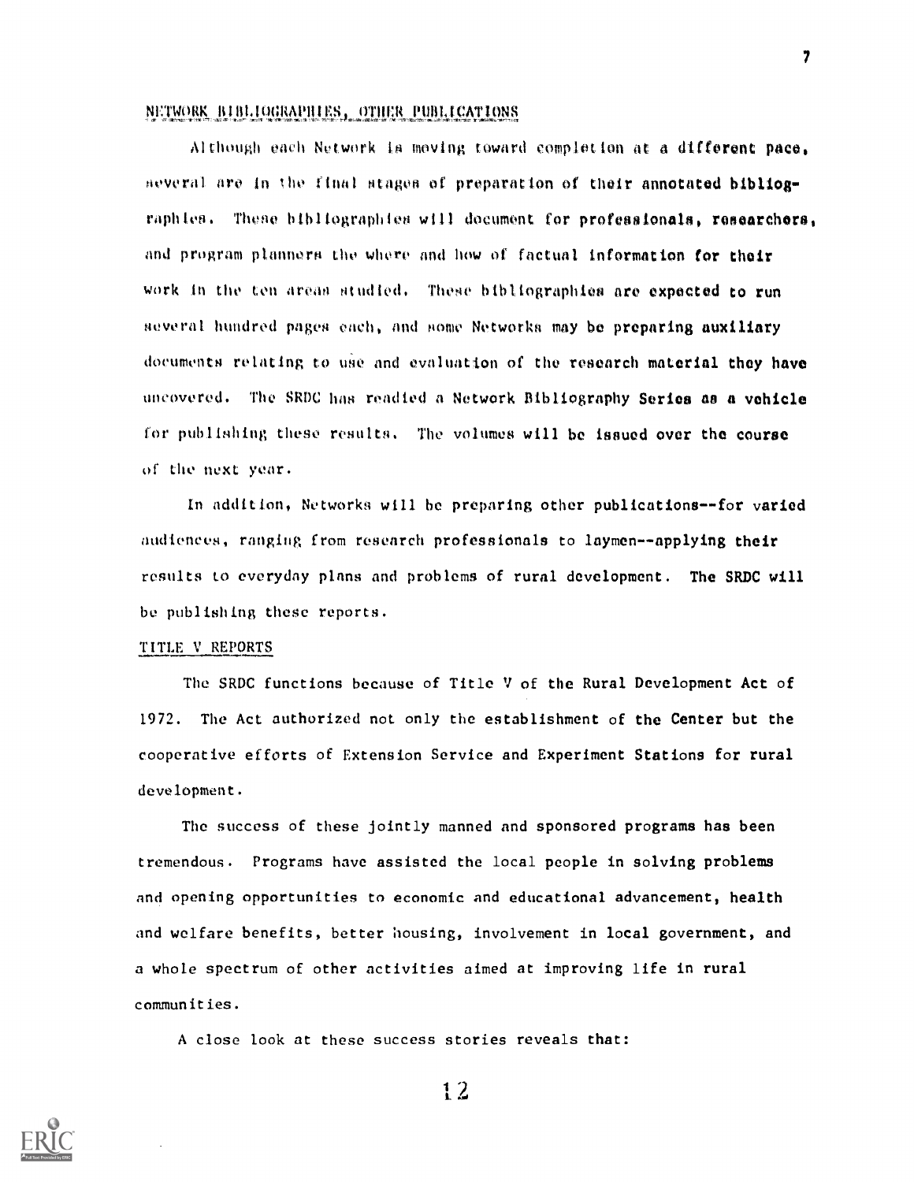## NETWORK BIBLIOGRAPHIES, OTHER PUBLICATIONS

Although each Network is moving toward completion at a different pace, several are in the final stages of preparation of their annotated bibliographies. These bibliographies will document for professionals, researchers, and program planners the where and how of factual information for their work in the ten areas studied. These bibliographies are expected to run several hundred pages each, and some Networks may be preparing auxiliary documents relating to use and evaluation of the research material they have uncovered. The SRDC has readied a Network Bibliography Series as a vehicle for publishing these results. The volumes will be issued over the course of the next year.

In addition, Networks will be preparing other publications--for varied audiences, ranging from research professionals to laymen--applying their results to everyday plans and problems of rural development. The SRDC will be publishing these reports.

## TITLE V REPORTS

The SRDC functions because of Title V of the Rural Development Act of 1972. The Act authorized not only the establishment of the Center but the cooperative efforts of Extension Service and Experiment Stations for rural development.

The success of these jointly manned and sponsored programs has been tremendous. Programs have assisted the local people in solving problems and opening opportunities to economic and educational advancement, health and welfare benefits, better housing, involvement in local government, and a whole spectrum of other activities aimed at improving life in rural communities.

A close look at these success stories reveals that: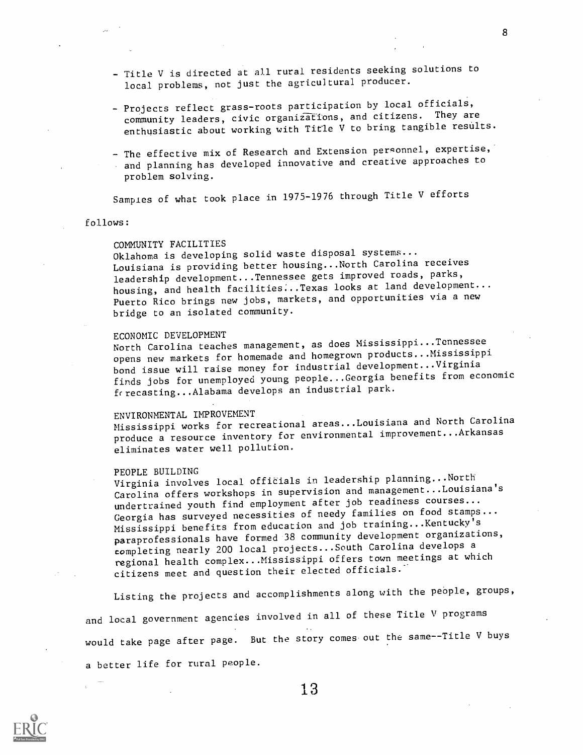- Title V is directed at all rural residents seeking solutions to local problems, not just the agricultural producer.

- Projects reflect grass-roots participation by local officials, community leaders, civic organizations, and citizens. They are enthusiastic about working with Title V to bring tangible results.

- The effective mix of Research and Extension personnel, expertise, and planning has developed innovative and creative approaches to problem solving.

Samples of what took place in 1975-1976 through Title V efforts follows:

COMMUNITY FACILITIES
Oklahoma is developing solid waste disposal systems... Louisiana is providing better housing...North Carolina receives leadership development...Tennessee gets improved roads, parks, housing, and health facilities...Texas looks at land development... Puerto Rico brings new jobs, markets, and opportunities via a new bridge to an isolated community.

ECONOMIC DEVELOPMENT
North Carolina teaches management, as does Mississippi...Tennessee opens new markets for homemade and homegrown products...Mississippi bond issue will raise money for industrial development...Virginia finds jobs for unemployed young people...Georgia benefits from economic forecasting...Alabama develops an industrial park.

ENVIRONMENTAL IMPROVEMENT
Mississippi works for recreational areas...Louisiana and North Carolina produce a resource inventory for environmental improvement...Arkansas eliminates water well pollution.

PEOPLE BUILDING
Virginia involves local officials in leadership planning...North Carolina offers workshops in supervision and management...Louisiana's undertrained youth find employment after job readiness courses... Georgia has surveyed necessities of needy families on food stamps... Mississippi benefits from education and job training...Kentucky's paraprofessionals have formed 38 community development organizations, completing nearly 200 local projects...South Carolina develops a regional health complex...Mississippi offers town meetings at which citizens meet and question their elected officials.

Listing the projects and accomplishments along with the people, groups, and local government agencies involved in all of these Title V programs would take page after page. But the story comes out the same--Title V buys a better life for rural people.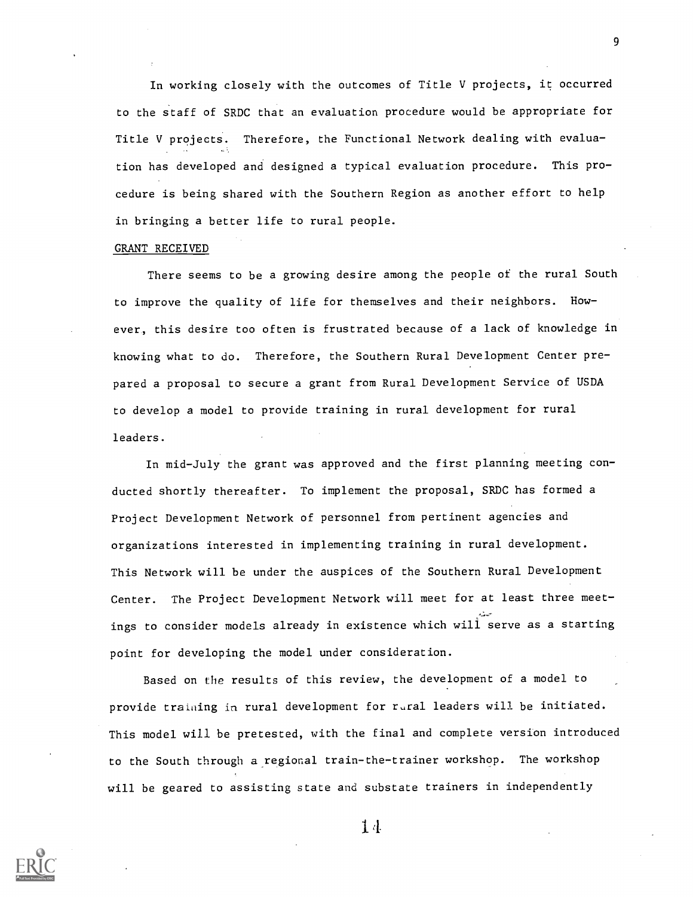In working closely with the outcomes of Title V projects, it occurred to the staff of SRDC that an evaluation procedure would be appropriate for Title V projects. Therefore, the Functional Network dealing with evaluation has developed and designed a typical evaluation procedure. This procedure is being shared with the Southern Region as another effort to help in bringing a better life to rural people.

## GRANT RECEIVED

There seems to be a growing desire among the people of the rural South to improve the quality of life for themselves and their neighbors. However, this desire too often is frustrated because of a lack of knowledge in knowing what to do. Therefore, the Southern Rural Development Center prepared a proposal to secure a grant from Rural Development Service of USDA to develop a model to provide training in rural development for rural leaders.

In mid-July the grant was approved and the first planning meeting conducted shortly thereafter. To implement the proposal, SRDC has formed a Project Development Network of personnel from pertinent agencies and organizations interested in implementing training in rural development. This Network will be under the auspices of the Southern Rural Development Center. The Project Development Network will meet for at least three meetings to consider models already in existence which will serve as a starting point for developing the model under consideration.

Based on the results of this review, the development of a model to provide training in rural development for rural leaders will be initiated. This model will be pretested, with the final and complete version introduced to the South through a regional train-the-trainer workshop. The workshop will be geared to assisting state and substate trainers in independently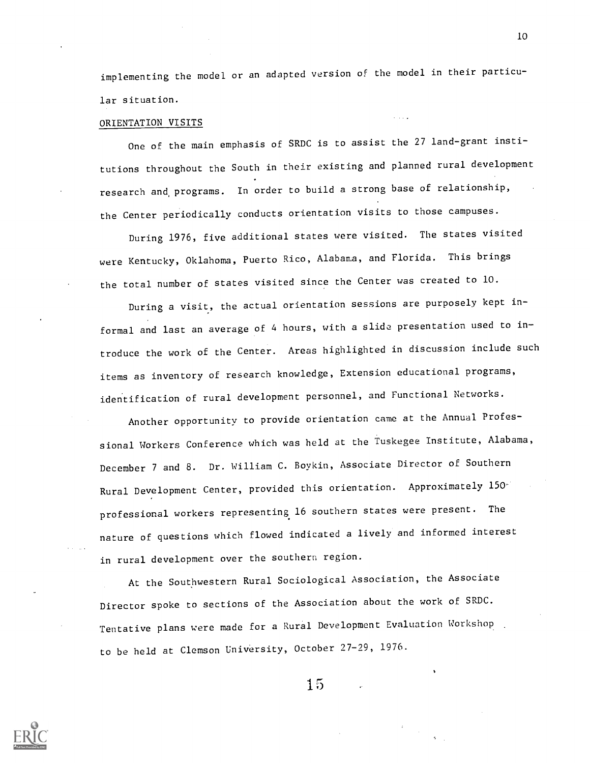implementing the model or an adapted version of the model in their particular situation.

ORIENTATION VISITS

One of the main emphasis of SRDC is to assist the 27 land-grant institutions throughout the South in their existing and planned rural development research and programs. In order to build a strong base of relationship, the Center periodically conducts orientation visits to those campuses.

During 1976, five additional states were visited. The states visited were Kentucky, Oklahoma, Puerto Rico, Alabama, and Florida. This brings the total number of states visited since the Center was created to 10.

During a visit, the actual orientation sessions are purposely kept informal and last an average of 4 hours, with a slide presentation used to introduce the work of the Center. Areas highlighted in discussion include such items as inventory of research knowledge, Extension educational programs, identification of rural development personnel, and Functional Networks.

Another opportunity to provide orientation came at the Annual Professional Workers Conference which was held at the Tuskegee Institute, Alabama, December 7 and 8. Dr. William C. Boykin, Associate Director of Southern Rural Development Center, provided this orientation. Approximately 150 professional workers representing 16 southern states were present. The nature of questions which flowed indicated a lively and informed interest in rural development over the southern region.

At the Southwestern Rural Sociological Association, the Associate Director spoke to sections of the Association about the work of SRDC. Tentative plans were made for a Rural Development Evaluation Workshop to be held at Clemson University, October 27-29, 1976.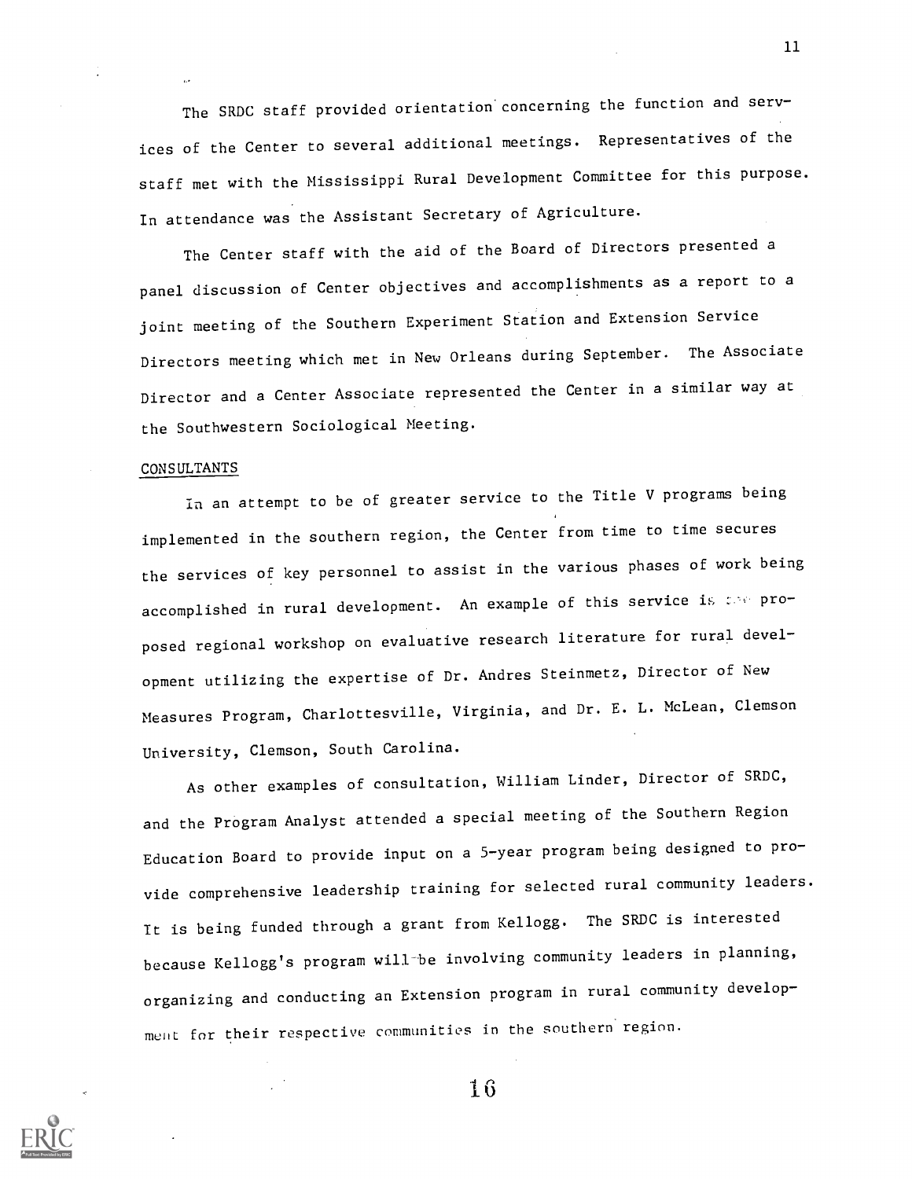The SRDC staff provided orientation concerning the function and services of the Center to several additional meetings. Representatives of the staff met with the Mississippi Rural Development Committee for this purpose. In attendance was the Assistant Secretary of Agriculture.

The Center staff with the aid of the Board of Directors presented a panel discussion of Center objectives and accomplishments as a report to a joint meeting of the Southern Experiment Station and Extension Service Directors meeting which met in New Orleans during September. The Associate Director and a Center Associate represented the Center in a similar way at the Southwestern Sociological Meeting.

CONSULTANTS

In an attempt to be of greater service to the Title V programs being implemented in the southern region, the Center from time to time secures the services of key personnel to assist in the various phases of work being accomplished in rural development. An example of this service is the proposed regional workshop on evaluative research literature for rural development utilizing the expertise of Dr. Andres Steinmetz, Director of New Measures Program, Charlottesville, Virginia, and Dr. E. L. McLean, Clemson University, Clemson, South Carolina.

As other examples of consultation, William Linder, Director of SRDC, and the Program Analyst attended a special meeting of the Southern Region Education Board to provide input on a 5-year program being designed to provide comprehensive leadership training for selected rural community leaders. It is being funded through a grant from Kellogg. The SRDC is interested because Kellogg's program will be involving community leaders in planning, organizing and conducting an Extension program in rural community development for their respective communities in the southern region.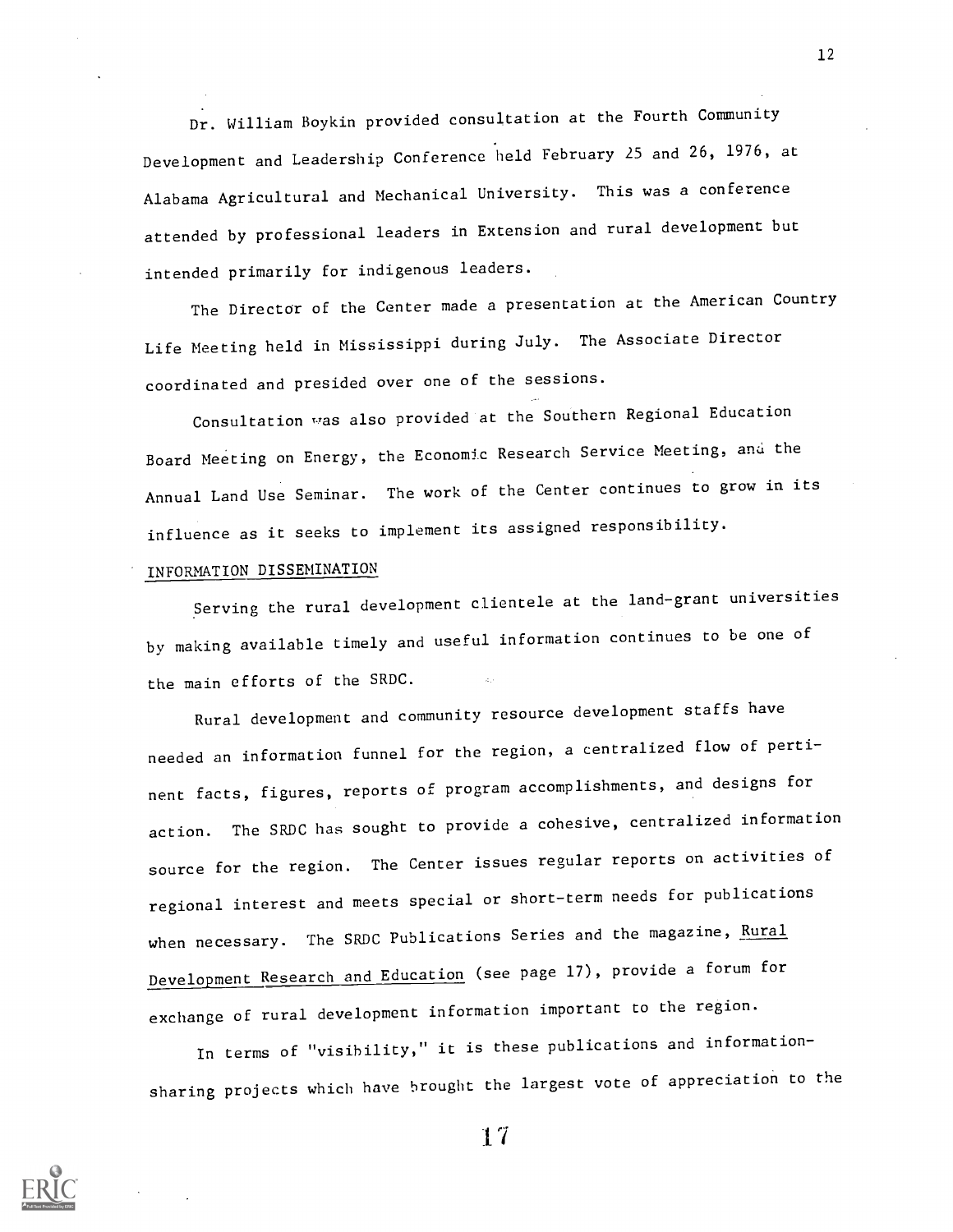Dr. William Boykin provided consultation at the Fourth Community Development and Leadership Conference held February 25 and 26, 1976, at Alabama Agricultural and Mechanical University. This was a conference attended by professional leaders in Extension and rural development but intended primarily for indigenous leaders.

The Director of the Center made a presentation at the American Country Life Meeting held in Mississippi during July. The Associate Director coordinated and presided over one of the sessions.

Consultation was also provided at the Southern Regional Education Board Meeting on Energy, the Economic Research Service Meeting, and the Annual Land Use Seminar. The work of the Center continues to grow in its influence as it seeks to implement its assigned responsibility.

## INFORMATION DISSEMINATION

Serving the rural development clientele at the land-grant universities by making available timely and useful information continues to be one of the main efforts of the SRDC.

Rural development and community resource development staffs have needed an information funnel for the region, a centralized flow of pertinent facts, figures, reports of program accomplishments, and designs for action. The SRDC has sought to provide a cohesive, centralized information source for the region. The Center issues regular reports on activities of regional interest and meets special or short-term needs for publications when necessary. The SRDC Publications Series and the magazine, Rural Development Research and Education (see page 17), provide a forum for exchange of rural development information important to the region.

In terms of "visibility," it is these publications and information-sharing projects which have brought the largest vote of appreciation to the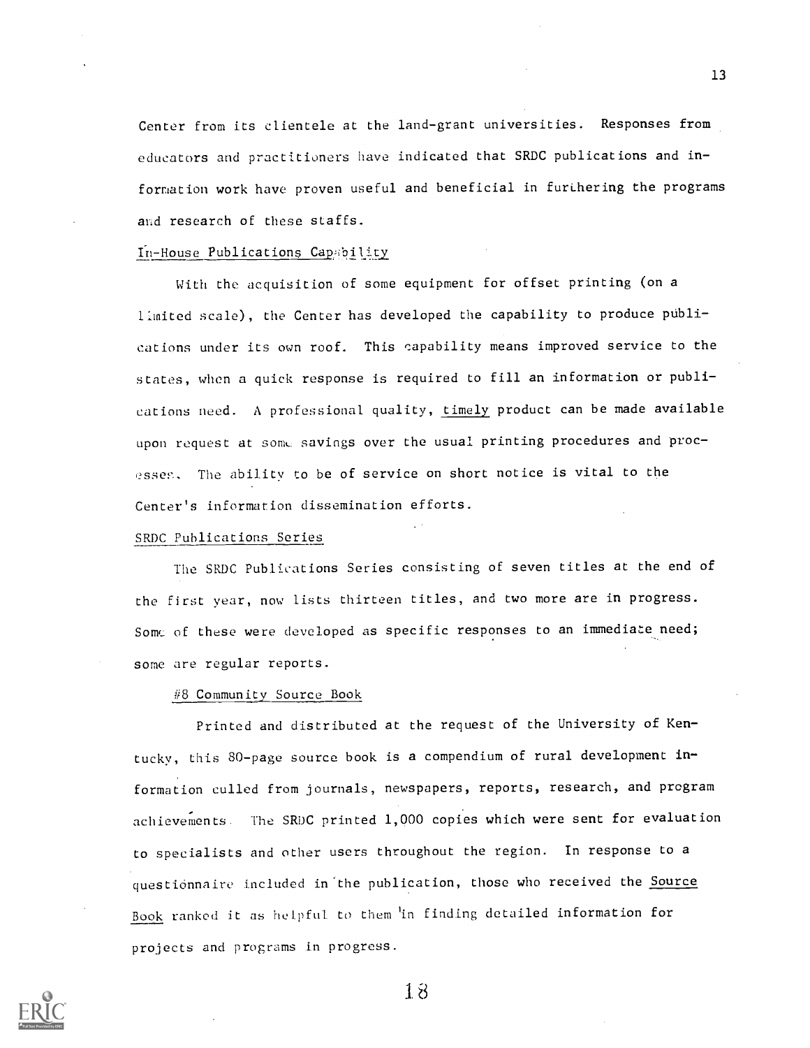Center from its clientele at the land-grant universities. Responses from educators and practitioners have indicated that SRDC publications and information work have proven useful and beneficial in furthering the programs and research of these staffs.

In-House Publications Capability

With the acquisition of some equipment for offset printing (on a limited scale), the Center has developed the capability to produce publications under its own roof. This capability means improved service to the states, when a quick response is required to fill an information or publications need. A professional quality, timely product can be made available upon request at some savings over the usual printing procedures and processes. The ability to be of service on short notice is vital to the Center's information dissemination efforts.

SRDC Publications Series

The SRDC Publications Series consisting of seven titles at the end of the first year, now lists thirteen titles, and two more are in progress. Some of these were developed as specific responses to an immediate need; some are regular reports.

#8 Community Source Book

Printed and distributed at the request of the University of Kentucky, this 80-page source book is a compendium of rural development information culled from journals, newspapers, reports, research, and program achievements. The SRDC printed 1,000 copies which were sent for evaluation to specialists and other users throughout the region. In response to a questionnaire included in the publication, those who received the Source Book ranked it as helpful to them in finding detailed information for projects and programs in progress.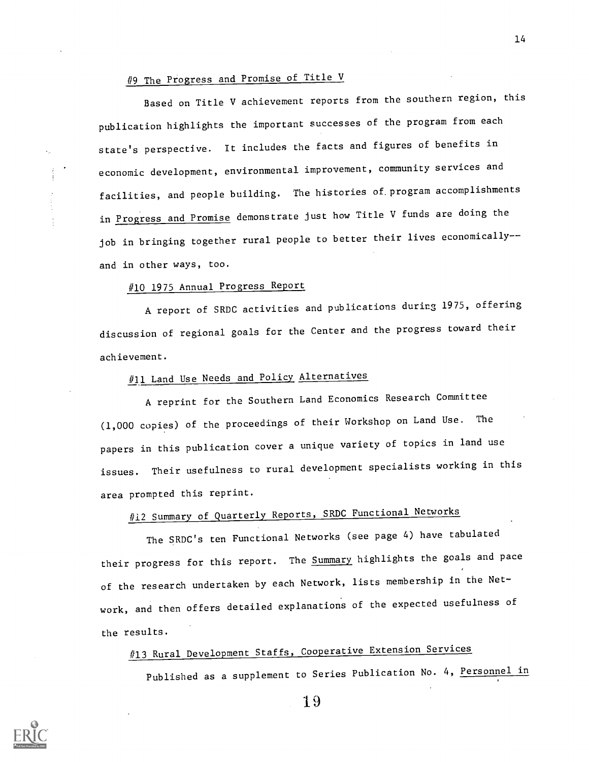#9 The Progress and Promise of Title V

Based on Title V achievement reports from the southern region, this publication highlights the important successes of the program from each state's perspective. It includes the facts and figures of benefits in economic development, environmental improvement, community services and facilities, and people building. The histories of program accomplishments in Progress and Promise demonstrate just how Title V funds are doing the job in bringing together rural people to better their lives economically--and in other ways, too.

#10 1975 Annual Progress Report

A report of SRDC activities and publications during 1975, offering discussion of regional goals for the Center and the progress toward their achievement.

#11 Land Use Needs and Policy Alternatives

A reprint for the Southern Land Economics Research Committee (1,000 copies) of the proceedings of their Workshop on Land Use. The papers in this publication cover a unique variety of topics in land use issues. Their usefulness to rural development specialists working in this area prompted this reprint.

#12 Summary of Quarterly Reports, SRDC Functional Networks

The SRDC's ten Functional Networks (see page 4) have tabulated their progress for this report. The Summary highlights the goals and pace of the research undertaken by each Network, lists membership in the Network, and then offers detailed explanations of the expected usefulness of the results.

#13 Rural Development Staffs, Cooperative Extension Services

Published as a supplement to Series Publication No. 4, Personnel in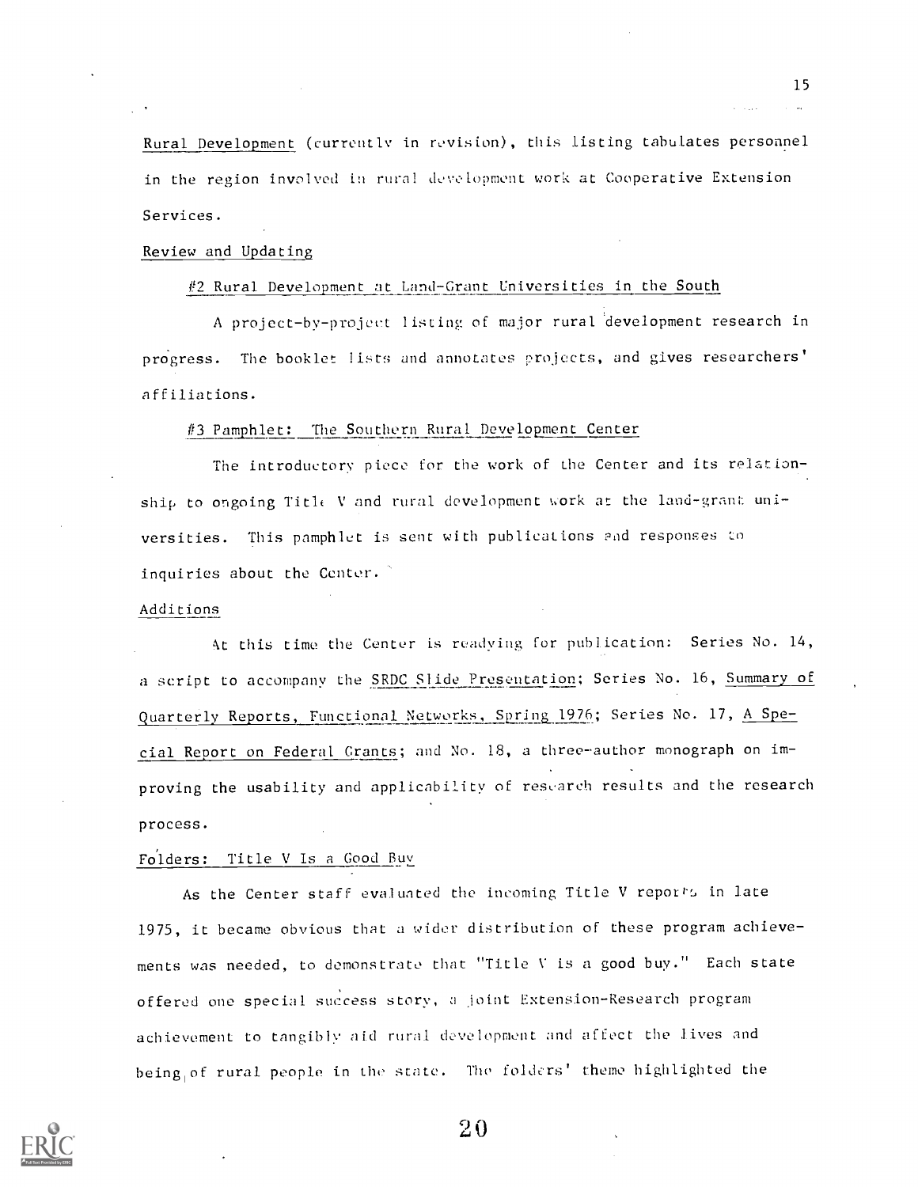Rural Development (currently in revision), this listing tabulates personnel in the region involved in rural development work at Cooperative Extension Services.

Review and Updating

#2 Rural Development at Land-Grant Universities in the South

A project-by-project listing of major rural development research in progress. The booklet lists and annotates projects, and gives researchers' affiliations.

#3 Pamphlet: The Southern Rural Development Center

The introductory piece for the work of the Center and its relationship to ongoing Title V and rural development work at the land-grant universities. This pamphlet is sent with publications and responses to inquiries about the Center.

Additions

At this time the Center is readying for publication: Series No. 14, a script to accompany the SRDC Slide Presentation; Series No. 16, Summary of Quarterly Reports, Functional Networks, Spring 1976; Series No. 17, A Special Report on Federal Grants; and No. 18, a three-author monograph on improving the usability and applicability of research results and the research process.

Folders: Title V Is a Good Buy

As the Center staff evaluated the incoming Title V reports in late 1975, it became obvious that a wider distribution of these program achievements was needed, to demonstrate that "Title V is a good buy." Each state offered one special success story, a joint Extension-Research program achievement to tangibly aid rural development and affect the lives and being of rural people in the state. The folders' theme highlighted the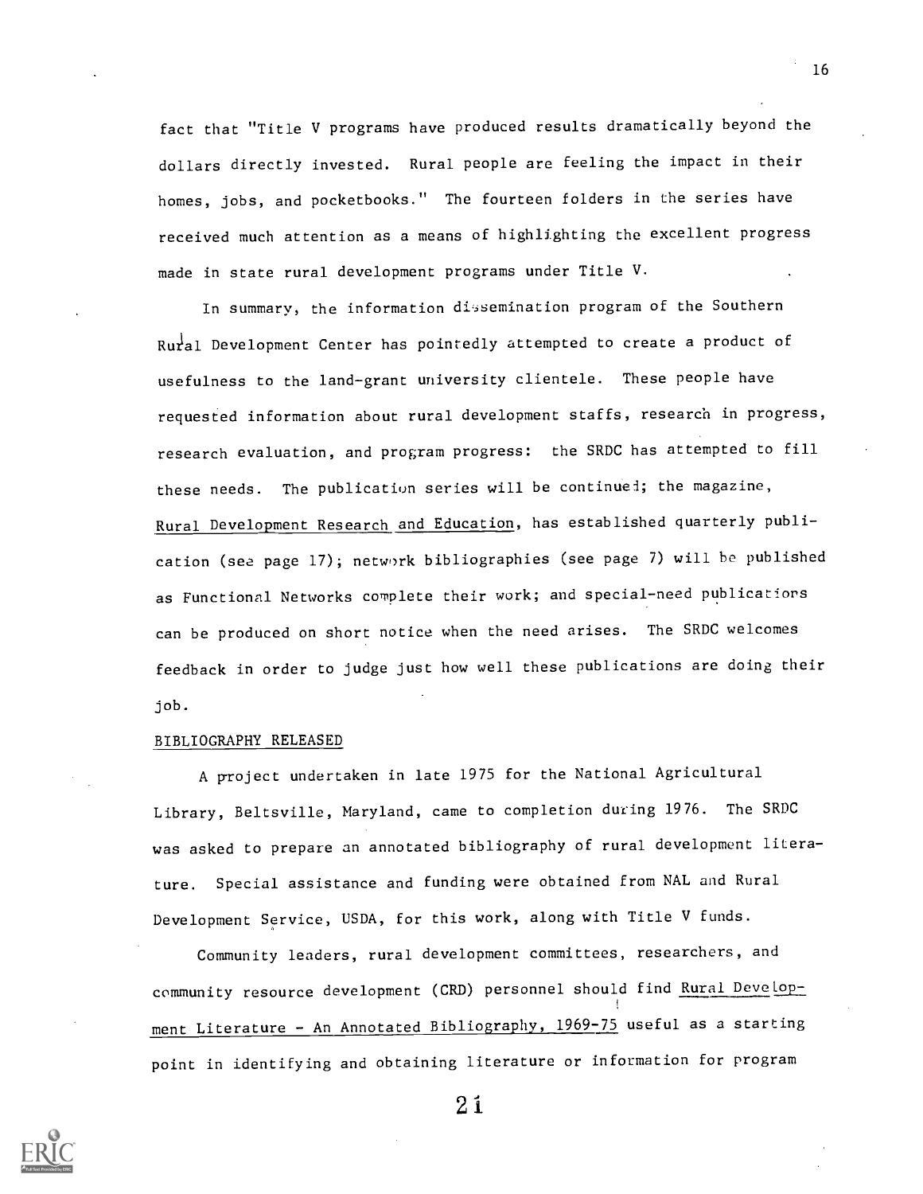fact that "Title V programs have produced results dramatically beyond the dollars directly invested. Rural people are feeling the impact in their homes, jobs, and pocketbooks." The fourteen folders in the series have received much attention as a means of highlighting the excellent progress made in state rural development programs under Title V.

In summary, the information dissemination program of the Southern Rural Development Center has pointedly attempted to create a product of usefulness to the land-grant university clientele. These people have requested information about rural development staffs, research in progress, research evaluation, and program progress: the SRDC has attempted to fill these needs. The publication series will be continued; the magazine, Rural Development Research and Education, has established quarterly publication (see page 17); network bibliographies (see page 7) will be published as Functional Networks complete their work; and special-need publications can be produced on short notice when the need arises. The SRDC welcomes feedback in order to judge just how well these publications are doing their job.

## BIBLIOGRAPHY RELEASED

A project undertaken in late 1975 for the National Agricultural Library, Beltsville, Maryland, came to completion during 1976. The SRDC was asked to prepare an annotated bibliography of rural development literature. Special assistance and funding were obtained from NAL and Rural Development Service, USDA, for this work, along with Title V funds.

Community leaders, rural development committees, researchers, and community resource development (CRD) personnel should find Rural Development Literature - An Annotated Bibliography, 1969-75 useful as a starting point in identifying and obtaining literature or information for program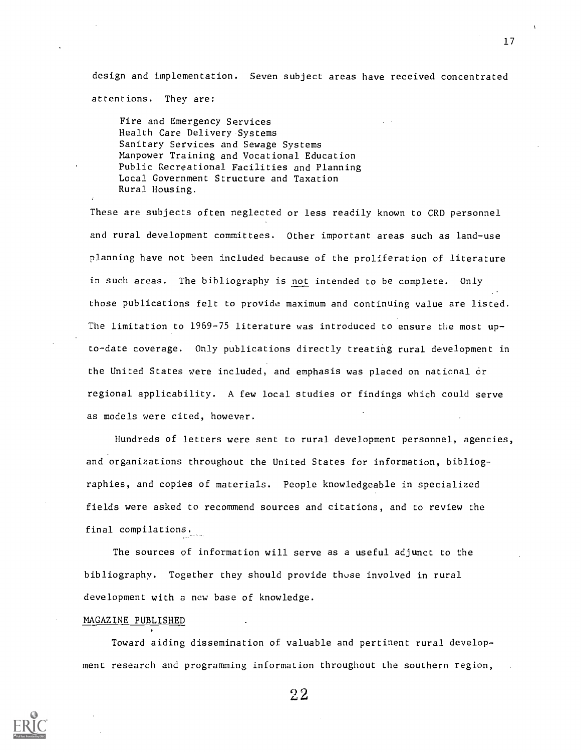design and implementation. Seven subject areas have received concentrated attentions. They are:

Fire and Emergency Services
Health Care Delivery Systems
Sanitary Services and Sewage Systems
Manpower Training and Vocational Education
Public Recreational Facilities and Planning
Local Government Structure and Taxation
Rural Housing.

These are subjects often neglected or less readily known to CRD personnel and rural development committees. Other important areas such as land-use planning have not been included because of the proliferation of literature in such areas. The bibliography is not intended to be complete. Only those publications felt to provide maximum and continuing value are listed. The limitation to 1969-75 literature was introduced to ensure the most up-to-date coverage. Only publications directly treating rural development in the United States were included, and emphasis was placed on national or regional applicability. A few local studies or findings which could serve as models were cited, however.

Hundreds of letters were sent to rural development personnel, agencies, and organizations throughout the United States for information, bibliographies, and copies of materials. People knowledgeable in specialized fields were asked to recommend sources and citations, and to review the final compilations.

The sources of information will serve as a useful adjunct to the bibliography. Together they should provide those involved in rural development with a new base of knowledge.

MAGAZINE PUBLISHED

Toward aiding dissemination of valuable and pertinent rural development research and programming information throughout the southern region,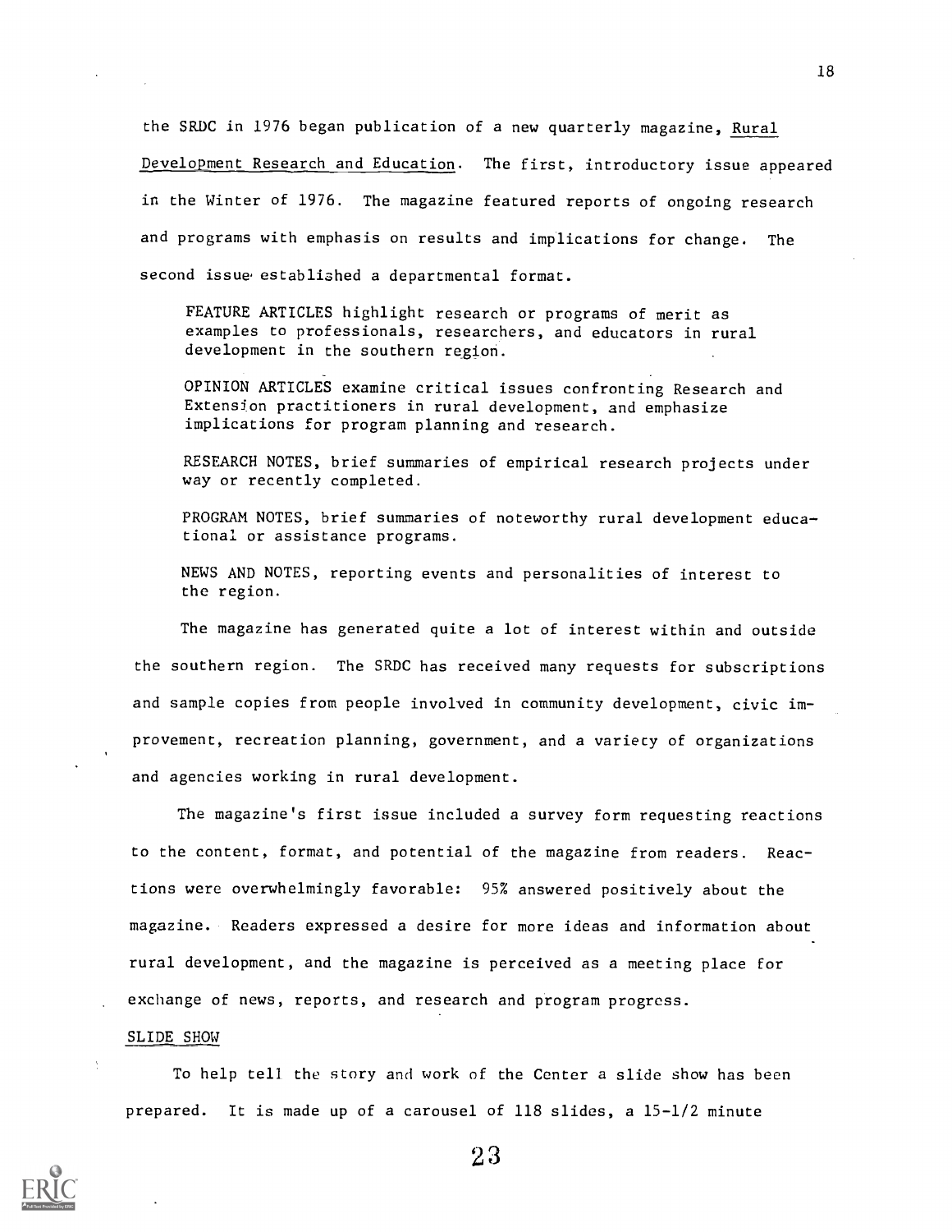the SRDC in 1976 began publication of a new quarterly magazine, Rural Development Research and Education. The first, introductory issue appeared in the Winter of 1976. The magazine featured reports of ongoing research and programs with emphasis on results and implications for change. The second issue established a departmental format.

> FEATURE ARTICLES highlight research or programs of merit as examples to professionals, researchers, and educators in rural development in the southern region.
>
> OPINION ARTICLES examine critical issues confronting Research and Extension practitioners in rural development, and emphasize implications for program planning and research.
>
> RESEARCH NOTES, brief summaries of empirical research projects under way or recently completed.
>
> PROGRAM NOTES, brief summaries of noteworthy rural development educational or assistance programs.
>
> NEWS AND NOTES, reporting events and personalities of interest to the region.

The magazine has generated quite a lot of interest within and outside the southern region. The SRDC has received many requests for subscriptions and sample copies from people involved in community development, civic improvement, recreation planning, government, and a variety of organizations and agencies working in rural development.

The magazine's first issue included a survey form requesting reactions to the content, format, and potential of the magazine from readers. Reactions were overwhelmingly favorable: 95% answered positively about the magazine. Readers expressed a desire for more ideas and information about rural development, and the magazine is perceived as a meeting place for exchange of news, reports, and research and program progress.

## SLIDE SHOW

To help tell the story and work of the Center a slide show has been prepared. It is made up of a carousel of 118 slides, a 15-1/2 minute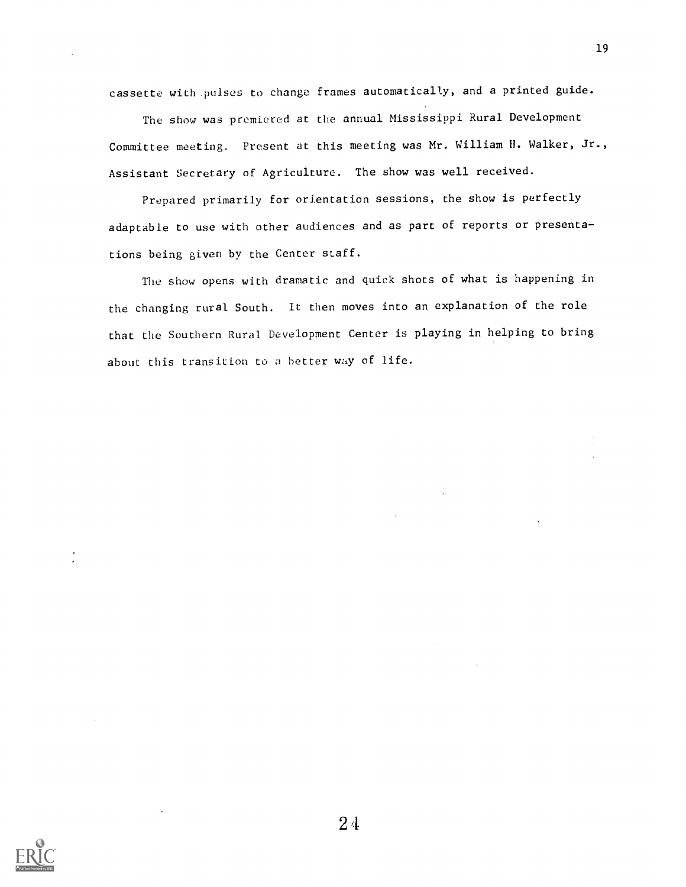cassette with pulses to change frames automatically, and a printed guide.

The show was premiered at the annual Mississippi Rural Development Committee meeting. Present at this meeting was Mr. William H. Walker, Jr., Assistant Secretary of Agriculture. The show was well received.

Prepared primarily for orientation sessions, the show is perfectly adaptable to use with other audiences and as part of reports or presentations being given by the Center staff.

The show opens with dramatic and quick shots of what is happening in the changing rural South. It then moves into an explanation of the role that the Southern Rural Development Center is playing in helping to bring about this transition to a better way of life.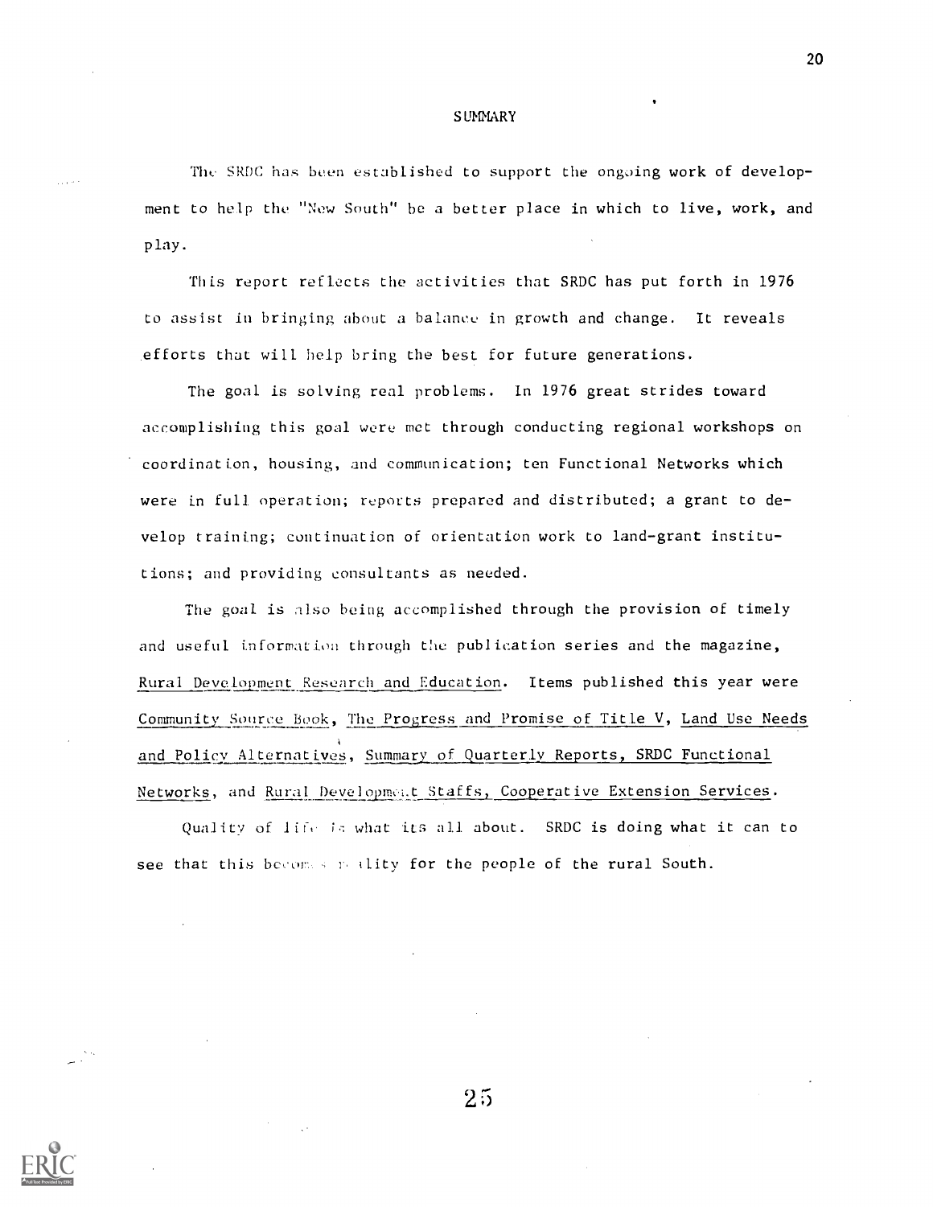# SUMMARY

The SRDC has been established to support the ongoing work of development to help the "New South" be a better place in which to live, work, and play.

This report reflects the activities that SRDC has put forth in 1976 to assist in bringing about a balance in growth and change. It reveals efforts that will help bring the best for future generations.

The goal is solving real problems. In 1976 great strides toward accomplishing this goal were met through conducting regional workshops on coordination, housing, and communication; ten Functional Networks which were in full operation; reports prepared and distributed; a grant to develop training; continuation of orientation work to land-grant institutions; and providing consultants as needed.

The goal is also being accomplished through the provision of timely and useful information through the publication series and the magazine, Rural Development Research and Education. Items published this year were Community Source Book, The Progress and Promise of Title V, Land Use Needs and Policy Alternatives, Summary of Quarterly Reports, SRDC Functional Networks, and Rural Development Staffs, Cooperative Extension Services.

Quality of life is what its all about. SRDC is doing what it can to see that this becomes reality for the people of the rural South.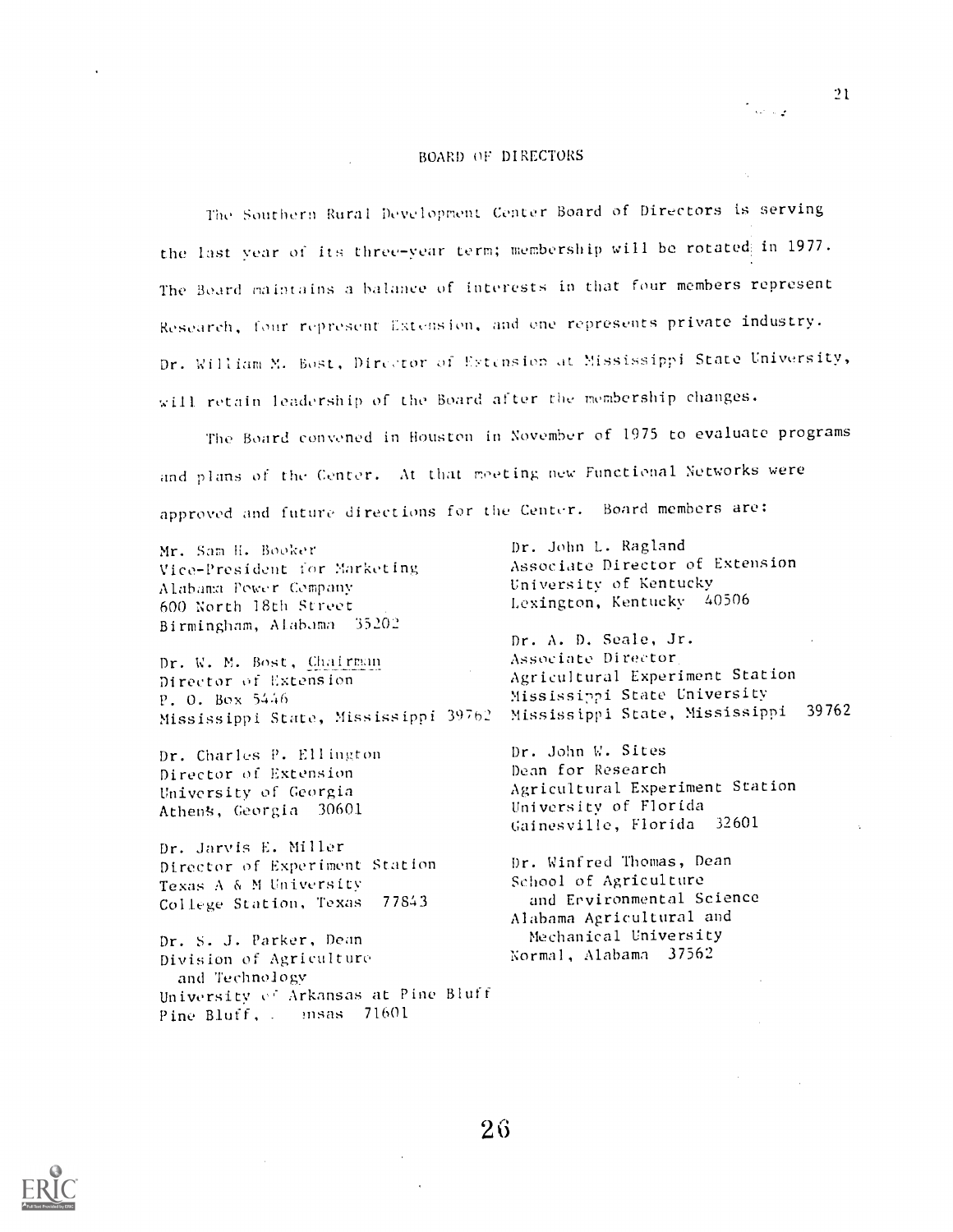## BOARD OF DIRECTORS

The Southern Rural Development Center Board of Directors is serving the last year of its three-year term; membership will be rotated in 1977. The Board maintains a balance of interests in that four members represent Research, four represent Extension, and one represents private industry. Dr. William M. Bost, Director of Extension at Mississippi State University, will retain leadership of the Board after the membership changes.

The Board convened in Houston in November of 1975 to evaluate programs and plans of the Center. At that meeting new Functional Networks were approved and future directions for the Center. Board members are:

Mr. Sam H. Booker
Vice-President for Marketing
Alabama Power Company
600 North 18th Street
Birmingham, Alabama 35202

Dr. W. M. Bost, Chairman
Director of Extension
P. O. Box 5446
Mississippi State, Mississippi 39762

Dr. Charles P. Ellington
Director of Extension
University of Georgia
Athens, Georgia 30601

Dr. Jarvis E. Miller
Director of Experiment Station
Texas A & M University
College Station, Texas 77843

Dr. S. J. Parker, Dean
Division of Agriculture
and Technology
University of Arkansas at Pine Bluff
Pine Bluff, Arkansas 71601

Dr. John L. Ragland
Associate Director of Extension
University of Kentucky
Lexington, Kentucky 40506

Dr. A. D. Seale, Jr.
Associate Director
Agricultural Experiment Station
Mississippi State University
Mississippi State, Mississippi 39762

Dr. John W. Sites
Dean for Research
Agricultural Experiment Station
University of Florida
Gainesville, Florida 32601

Dr. Winfred Thomas, Dean
School of Agriculture
and Environmental Science
Alabama Agricultural and
Mechanical University
Normal, Alabama 37562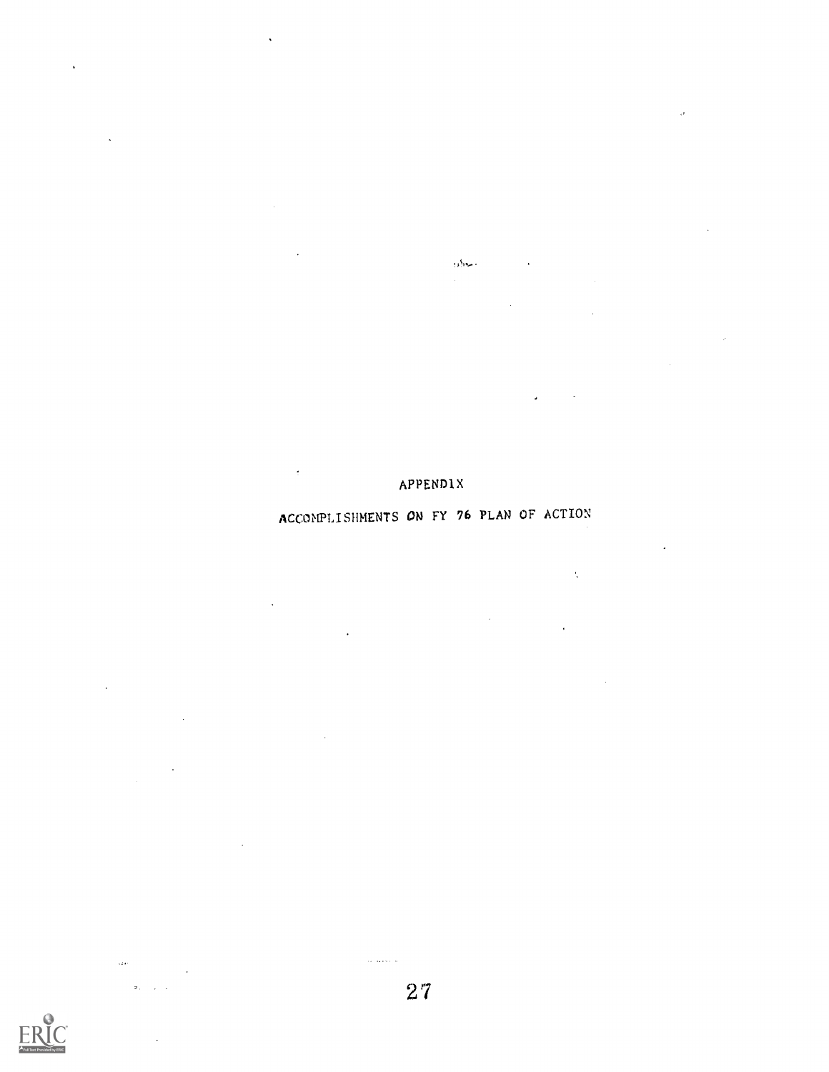# APPENDIX

## ACCOMPLISHMENTS ON FY 76 PLAN OF ACTION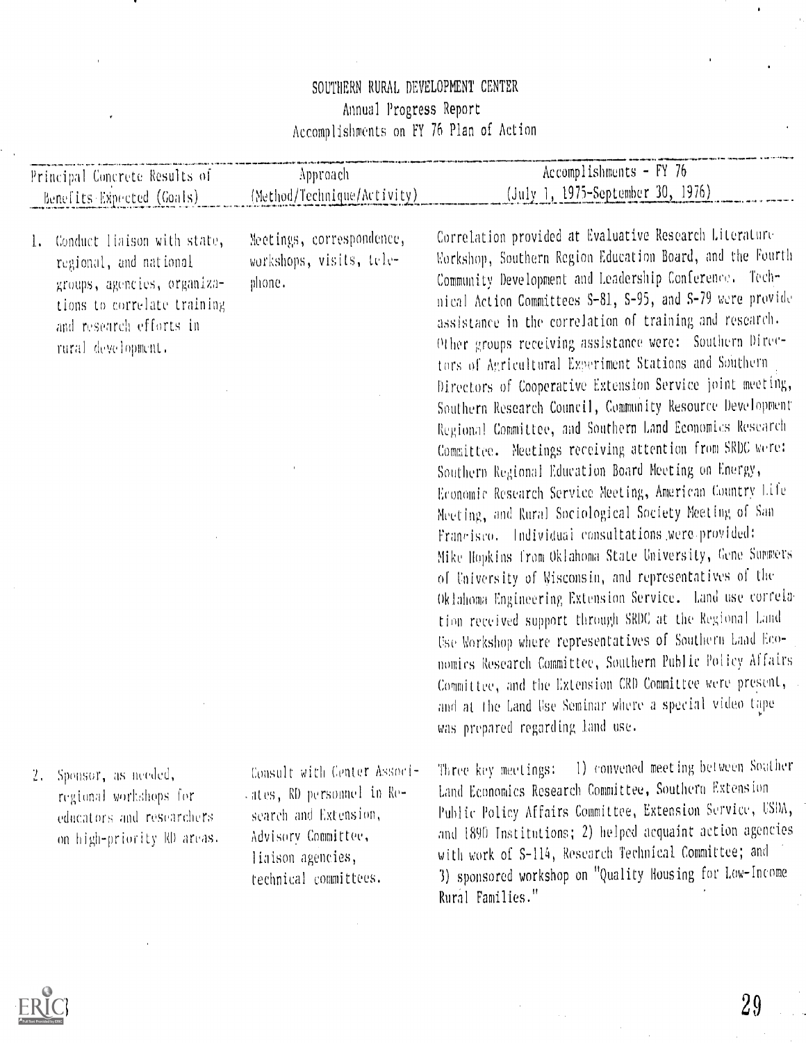# SOUTHERN RURAL DEVELOPMENT CENTER

Annual Progress Report

Accomplishments on FY 76 Plan of Action

| Principal Concrete Results of Benefits Expected (Goals) | Approach (Method/Technique/Activity) | Accomplishments - FY 76 (July 1, 1975-September 30, 1976) |
|---|---|---|
| 1. Conduct liaison with state, regional, and national groups, agencies, organizations to correlate training and research efforts in rural development. | Meetings, correspondence, workshops, visits, telephone. | Correlation provided at Evaluative Research Literature Workshop, Southern Region Education Board, and the Fourth Community Development and Leadership Conference. Technical Action Committees S-81, S-95, and S-79 were provide assistance in the correlation of training and research. Other groups receiving assistance were: Southern Directors of Agricultural Experiment Stations and Southern Directors of Cooperative Extension Service joint meeting, Southern Research Council, Community Resource Development Regional Committee, and Southern Land Economics Research Committee. Meetings receiving attention from SRDC were: Southern Regional Education Board Meeting on Energy, Economic Research Service Meeting, American Country Life Meeting, and Rural Sociological Society Meeting of San Francisco. Individual consultations were provided: Mike Hopkins from Oklahoma State University, Gene Summers of University of Wisconsin, and representatives of the Oklahoma Engineering Extension Service. Land use correlation received support through SRDC at the Regional Land Use Workshop where representatives of Southern Land Economics Research Committee, Southern Public Policy Affairs Committee, and the Extension CRD Committee were present, and at the Land Use Seminar where a special video tape was prepared regarding land use. |
| 2. Sponsor, as needed, regional workshops for educators and researchers on high-priority RD areas. | Consult with Center Associates, RD personnel in Research and Extension, Advisory Committee, liaison agencies, technical committees. | Three key meetings: 1) convened meeting between Souther Land Economics Research Committee, Southern Extension Public Policy Affairs Committee, Extension Service, USDA, and 1890 Institutions; 2) helped acquaint action agencies with work of S-114, Research Technical Committee; and 3) sponsored workshop on "Quality Housing for Low-Income Rural Families." |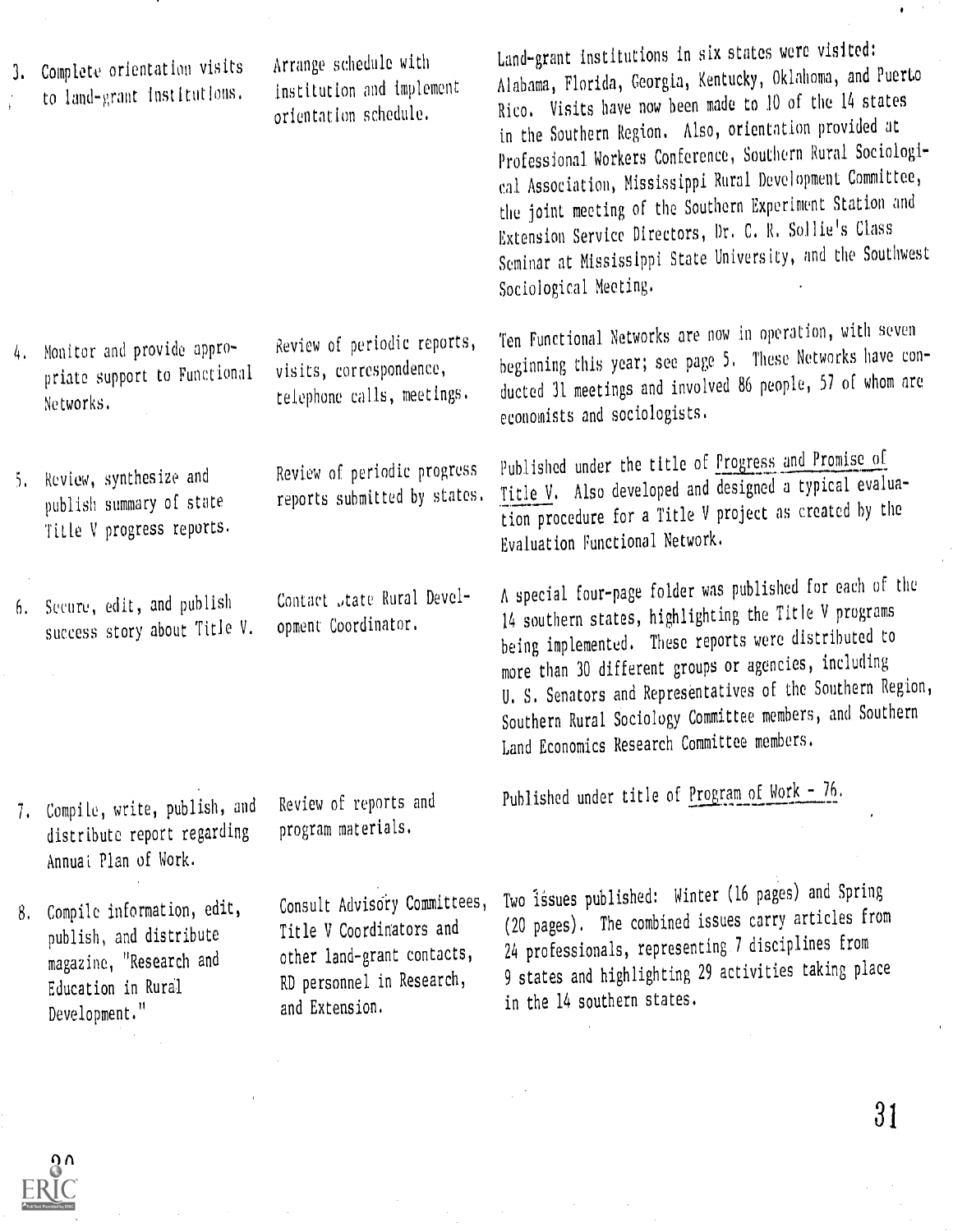| | | |
|---|---|---|
| 3. Complete orientation visits to land-grant institutions. | Arrange schedule with institution and implement orientation schedule. | Land-grant institutions in six states were visited: Alabama, Florida, Georgia, Kentucky, Oklahoma, and Puerto Rico. Visits have now been made to 10 of the 14 states in the Southern Region. Also, orientation provided at Professional Workers Conference, Southern Rural Sociological Association, Mississippi Rural Development Committee, the joint meeting of the Southern Experiment Station and Extension Service Directors, Dr. C. R. Sollie's Class Seminar at Mississippi State University, and the Southwest Sociological Meeting. |
| 4. Monitor and provide appropriate support to Functional Networks. | Review of periodic reports, visits, correspondence, telephone calls, meetings. | Ten Functional Networks are now in operation, with seven beginning this year; see page 5. These Networks have conducted 31 meetings and involved 86 people, 57 of whom are economists and sociologists. |
| 5. Review, synthesize and publish summary of state Title V progress reports. | Review of periodic progress reports submitted by states. | Published under the title of Progress and Promise of Title V. Also developed and designed a typical evaluation procedure for a Title V project as created by the Evaluation Functional Network. |
| 6. Secure, edit, and publish success story about Title V. | Contact State Rural Development Coordinator. | A special four-page folder was published for each of the 14 southern states, highlighting the Title V programs being implemented. These reports were distributed to more than 30 different groups or agencies, including U. S. Senators and Representatives of the Southern Region, Southern Rural Sociology Committee members, and Southern Land Economics Research Committee members. |
| 7. Compile, write, publish, and distribute report regarding Annual Plan of Work. | Review of reports and program materials. | Published under title of Program of Work - 76. |
| 8. Compile information, edit, publish, and distribute magazine, "Research and Education in Rural Development." | Consult Advisory Committees, Title V Coordinators and other land-grant contacts, RD personnel in Research, and Extension. | Two issues published: Winter (16 pages) and Spring (20 pages). The combined issues carry articles from 24 professionals, representing 7 disciplines from 9 states and highlighting 29 activities taking place in the 14 southern states. |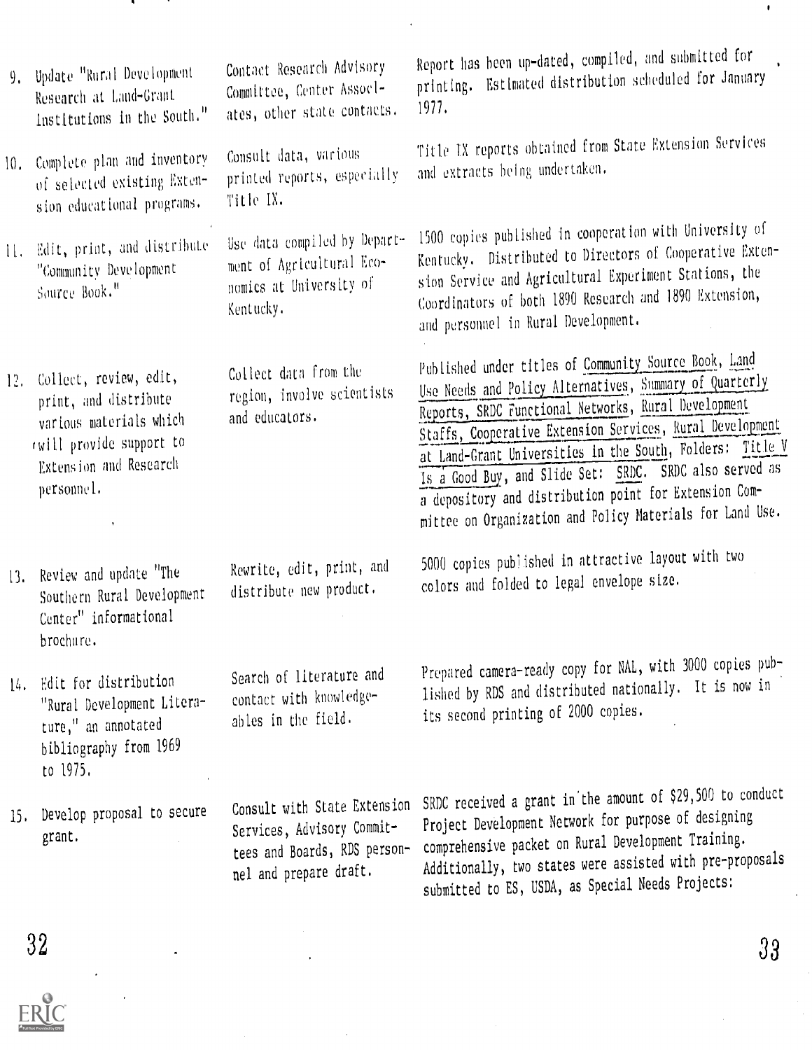| | | |
|---|---|---|
| 9. Update "Rural Development Research at Land-Grant Institutions in the South." | Contact Research Advisory Committee, Center Associates, other state contacts. | Report has been up-dated, compiled, and submitted for printing. Estimated distribution scheduled for January 1977. |
| 10. Complete plan and inventory of selected existing Extension educational programs. | Consult data, various printed reports, especially Title IX. | Title IX reports obtained from State Extension Services and extracts being undertaken. |
| 11. Edit, print, and distribute "Community Development Source Book." | Use data compiled by Department of Agricultural Economics at University of Kentucky. | 1500 copies published in cooperation with University of Kentucky. Distributed to Directors of Cooperative Extension Service and Agricultural Experiment Stations, the Coordinators of both 1890 Research and 1890 Extension, and personnel in Rural Development. |
| 12. Collect, review, edit, print, and distribute various materials which will provide support to Extension and Research personnel. | Collect data from the region, involve scientists and educators. | Published under titles of Community Source Book, Land Use Needs and Policy Alternatives, Summary of Quarterly Reports, SRDC Functional Networks, Rural Development Staffs, Cooperative Extension Services, Rural Development at Land-Grant Universities in the South, Folders: Title V Is a Good Buy, and Slide Set: SRDC. SRDC also served as a depository and distribution point for Extension Committee on Organization and Policy Materials for Land Use. |
| 13. Review and update "The Southern Rural Development Center" informational brochure. | Rewrite, edit, print, and distribute new product. | 5000 copies published in attractive layout with two colors and folded to legal envelope size. |
| 14. Edit for distribution "Rural Development Literature," an annotated bibliography from 1969 to 1975. | Search of literature and contact with knowledgeables in the field. | Prepared camera-ready copy for NAL, with 3000 copies published by RDS and distributed nationally. It is now in its second printing of 2000 copies. |
| 15. Develop proposal to secure grant. | Consult with State Extension Services, Advisory Committees and Boards, RDS personnel and prepare draft. | SRDC received a grant in the amount of $29,500 to conduct Project Development Network for purpose of designing comprehensive packet on Rural Development Training. Additionally, two states were assisted with pre-proposals submitted to ES, USDA, as Special Needs Projects: |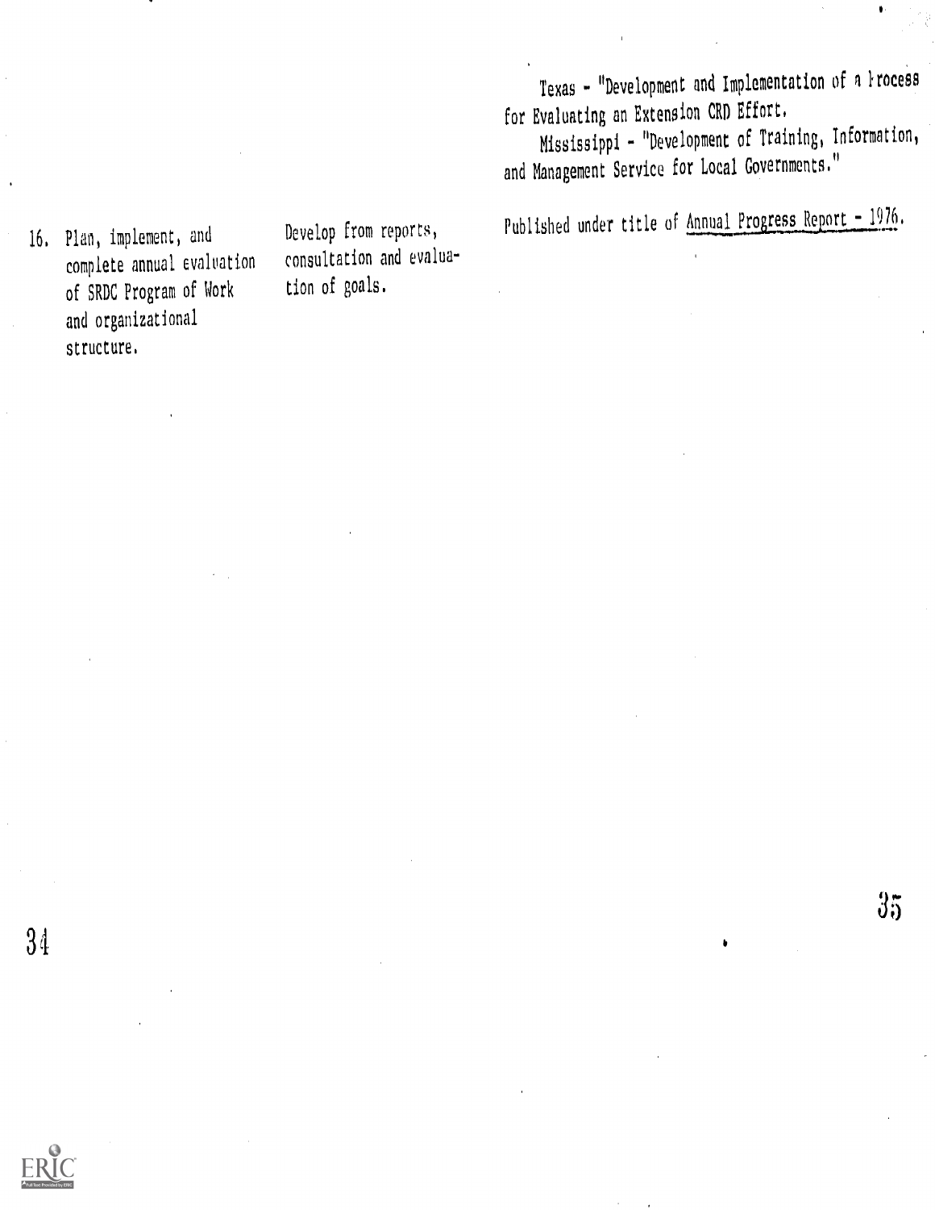| | | |
|---|---|---|
| | | Texas - "Development and Implementation of a Process for Evaluating an Extension CRD Effort.<br><br>Mississippi - "Development of Training, Information, and Management Service for Local Governments." |
| 16. Plan, implement, and complete annual evaluation of SRDC Program of Work and organizational structure. | Develop from reports, consultation and evaluation of goals. | Published under title of Annual Progress Report - 1976. |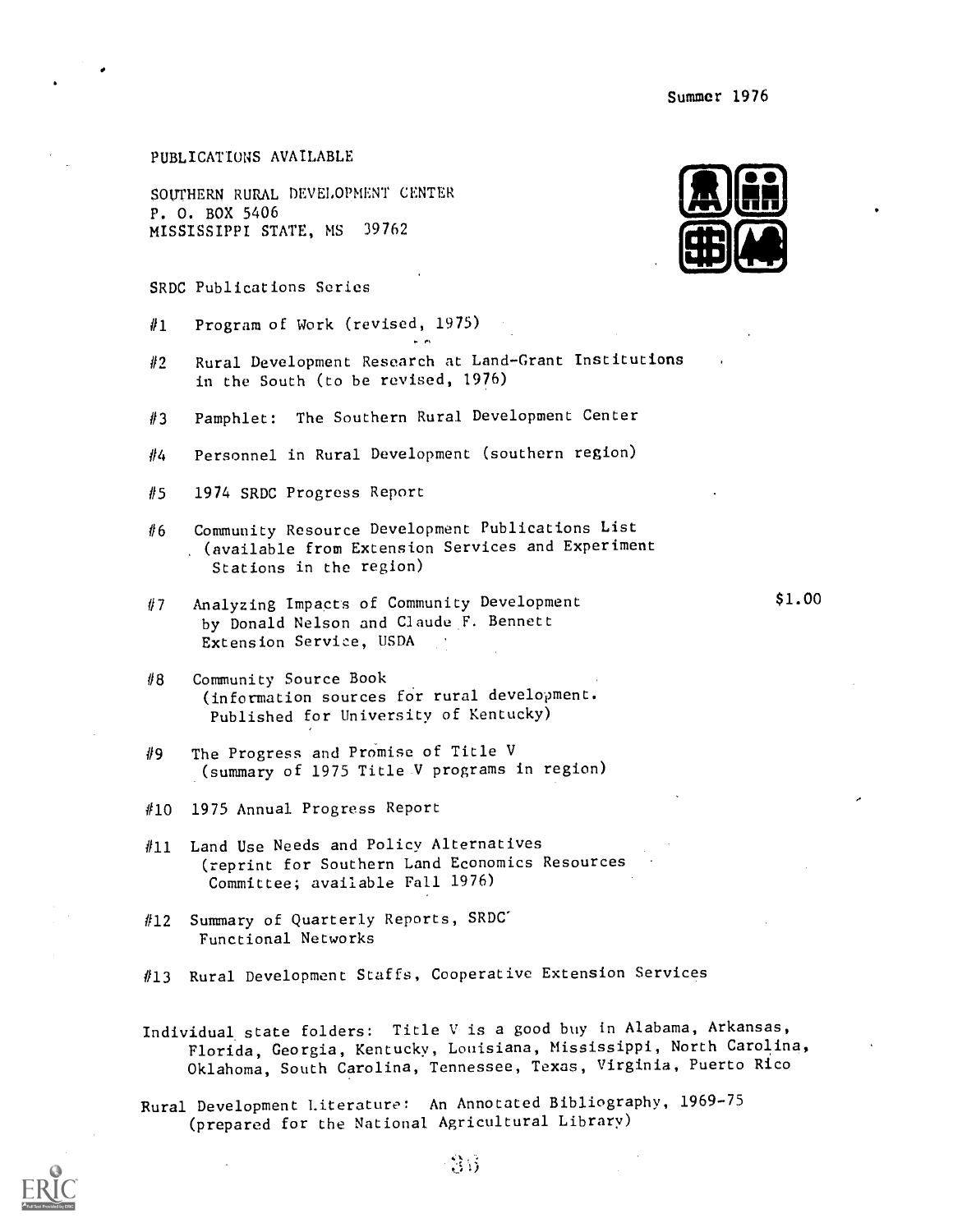Summer 1976

PUBLICATIONS AVAILABLE

SOUTHERN RURAL DEVELOPMENT CENTER
P. O. BOX 5406
MISSISSIPPI STATE, MS 39762

SRDC Publications Series

#1 Program of Work (revised, 1975)

#2 Rural Development Research at Land-Grant Institutions in the South (to be revised, 1976)

#3 Pamphlet: The Southern Rural Development Center

#4 Personnel in Rural Development (southern region)

#5 1974 SRDC Progress Report

#6 Community Resource Development Publications List (available from Extension Services and Experiment Stations in the region)

#7 Analyzing Impacts of Community Development by Donald Nelson and Claude F. Bennett Extension Service, USDA — $1.00

#8 Community Source Book (information sources for rural development. Published for University of Kentucky)

#9 The Progress and Promise of Title V (summary of 1975 Title V programs in region)

#10 1975 Annual Progress Report

#11 Land Use Needs and Policy Alternatives (reprint for Southern Land Economics Resources Committee; available Fall 1976)

#12 Summary of Quarterly Reports, SRDC Functional Networks

#13 Rural Development Staffs, Cooperative Extension Services

Individual state folders: Title V is a good buy in Alabama, Arkansas, Florida, Georgia, Kentucky, Louisiana, Mississippi, North Carolina, Oklahoma, South Carolina, Tennessee, Texas, Virginia, Puerto Rico

Rural Development Literature: An Annotated Bibliography, 1969-75 (prepared for the National Agricultural Library)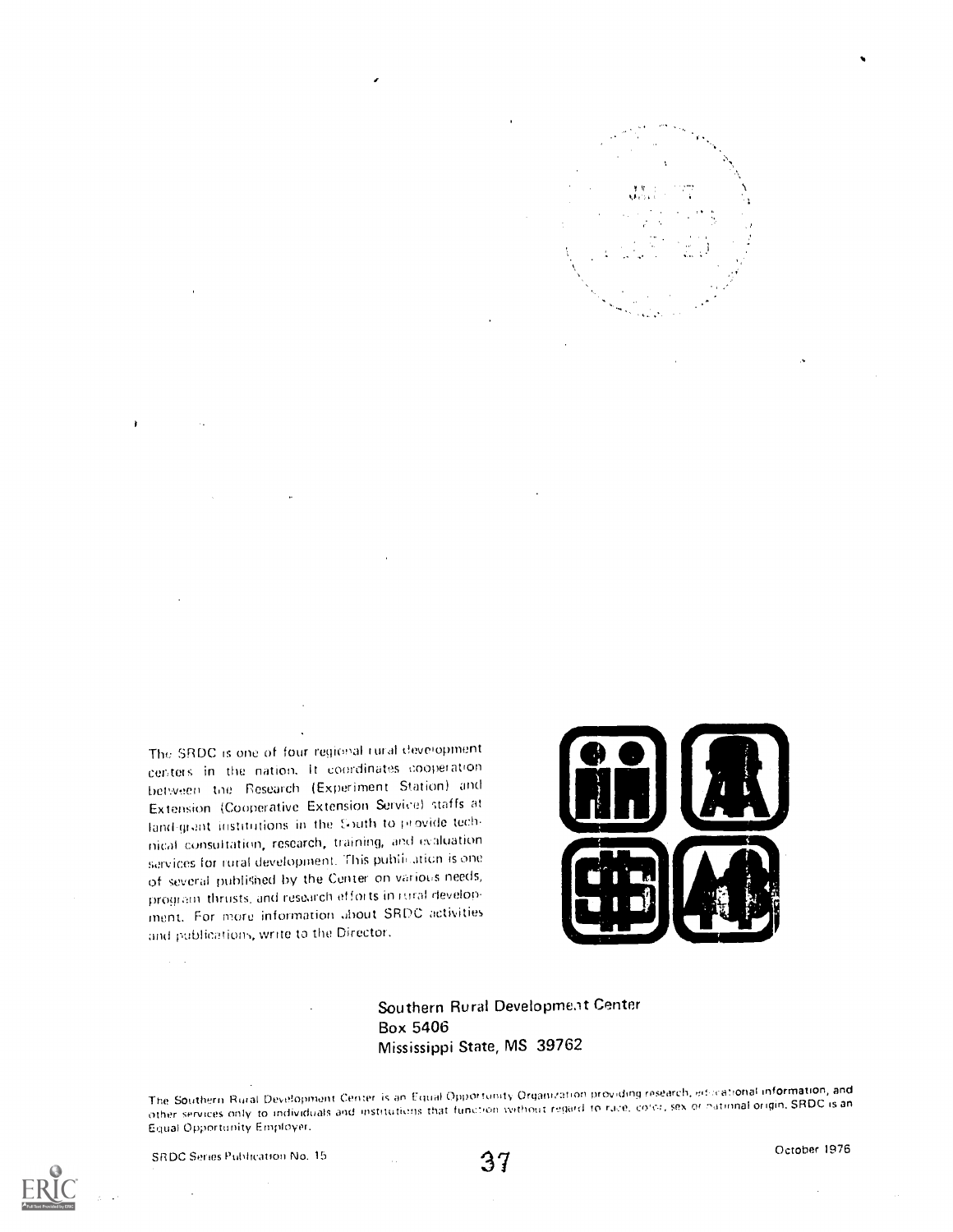The SRDC is one of four regional rural development centers in the nation. It coordinates cooperation between the Research (Experiment Station) and Extension (Cooperative Extension Service) staffs at land-grant institutions in the South to provide technical consultation, research, training, and evaluation services for rural development. This publication is one of several published by the Center on various needs, program thrusts, and research efforts in rural development. For more information about SRDC activities and publications, write to the Director.

Southern Rural Development Center
Box 5406
Mississippi State, MS 39762

The Southern Rural Development Center is an Equal Opportunity Organization providing research, educational information, and other services only to individuals and institutions that function without regard to race, color, sex or national origin. SRDC is an Equal Opportunity Employer.

SRDC Series Publication No. 15

October 1976